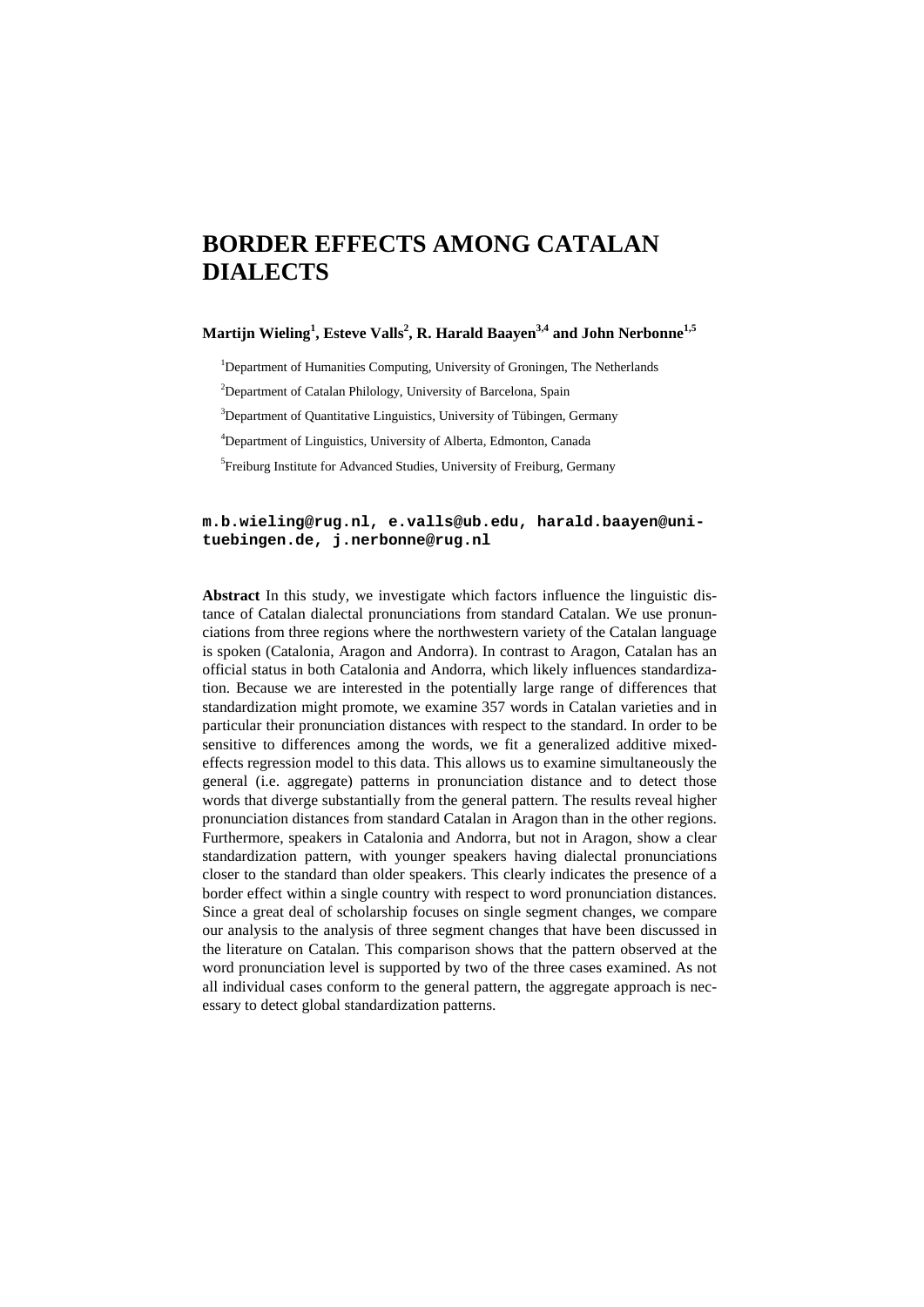# BORDER EFFECTS AMONG CATALAN DIALECTS

**Martijn Wieling[1], Esteve Valls[2], R. Harald Baayen[3,4] and John Nerbonne[1,5]**

[1]Department of Humanities Computing, University of Groningen, The Netherlands

[2]Department of Catalan Philology, University of Barcelona, Spain

[3]Department of Quantitative Linguistics, University of Tübingen, Germany

[4]Department of Linguistics, University of Alberta, Edmonton, Canada

[5]Freiburg Institute for Advanced Studies, University of Freiburg, Germany

**m.b.wieling@rug.nl, e.valls@ub.edu, harald.baayen@uni-tuebingen.de, j.nerbonne@rug.nl**

**Abstract** In this study, we investigate which factors influence the linguistic distance of Catalan dialectal pronunciations from standard Catalan. We use pronunciations from three regions where the northwestern variety of the Catalan language is spoken (Catalonia, Aragon and Andorra). In contrast to Aragon, Catalan has an official status in both Catalonia and Andorra, which likely influences standardization. Because we are interested in the potentially large range of differences that standardization might promote, we examine 357 words in Catalan varieties and in particular their pronunciation distances with respect to the standard. In order to be sensitive to differences among the words, we fit a generalized additive mixed-effects regression model to this data. This allows us to examine simultaneously the general (i.e. aggregate) patterns in pronunciation distance and to detect those words that diverge substantially from the general pattern. The results reveal higher pronunciation distances from standard Catalan in Aragon than in the other regions. Furthermore, speakers in Catalonia and Andorra, but not in Aragon, show a clear standardization pattern, with younger speakers having dialectal pronunciations closer to the standard than older speakers. This clearly indicates the presence of a border effect within a single country with respect to word pronunciation distances. Since a great deal of scholarship focuses on single segment changes, we compare our analysis to the analysis of three segment changes that have been discussed in the literature on Catalan. This comparison shows that the pattern observed at the word pronunciation level is supported by two of the three cases examined. As not all individual cases conform to the general pattern, the aggregate approach is necessary to detect global standardization patterns.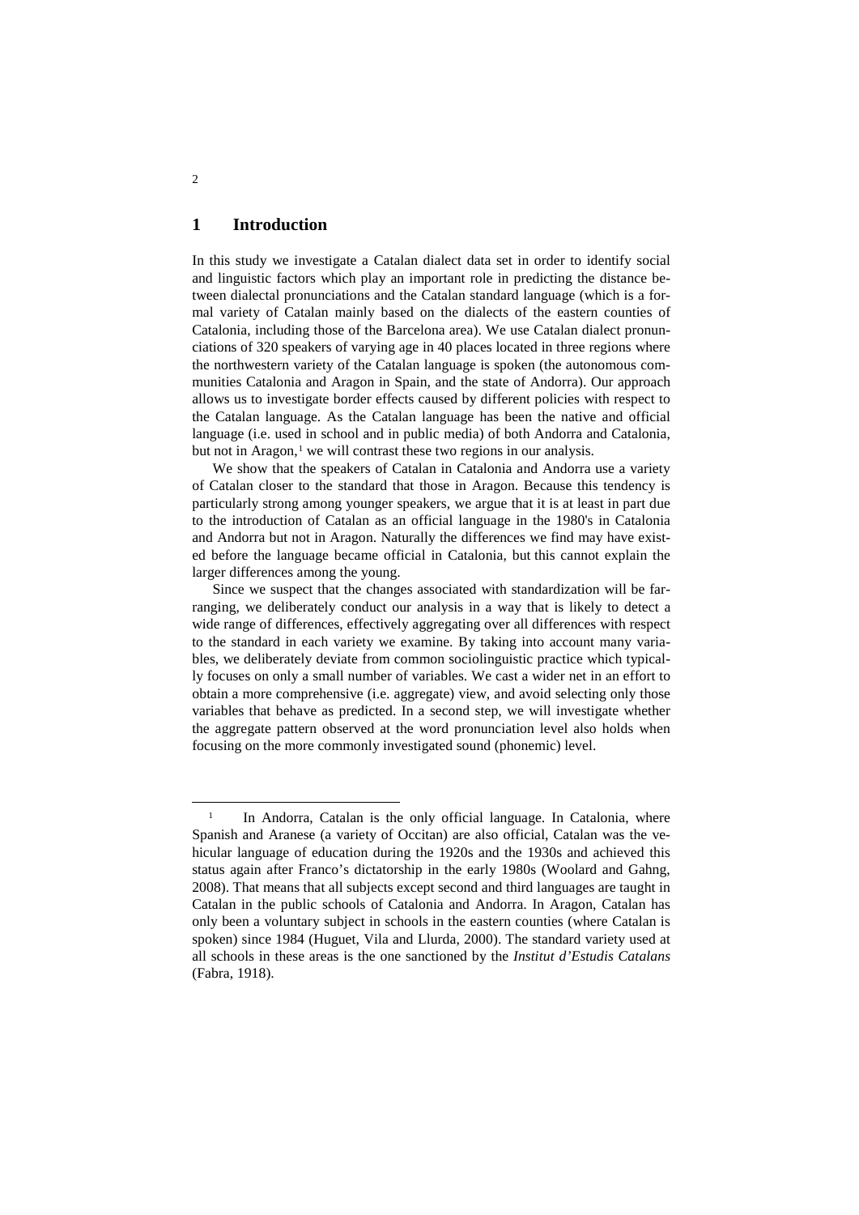# 1 Introduction

In this study we investigate a Catalan dialect data set in order to identify social and linguistic factors which play an important role in predicting the distance between dialectal pronunciations and the Catalan standard language (which is a formal variety of Catalan mainly based on the dialects of the eastern counties of Catalonia, including those of the Barcelona area). We use Catalan dialect pronunciations of 320 speakers of varying age in 40 places located in three regions where the northwestern variety of the Catalan language is spoken (the autonomous communities Catalonia and Aragon in Spain, and the state of Andorra). Our approach allows us to investigate border effects caused by different policies with respect to the Catalan language. As the Catalan language has been the native and official language (i.e. used in school and in public media) of both Andorra and Catalonia, but not in Aragon,[1] we will contrast these two regions in our analysis.

We show that the speakers of Catalan in Catalonia and Andorra use a variety of Catalan closer to the standard that those in Aragon. Because this tendency is particularly strong among younger speakers, we argue that it is at least in part due to the introduction of Catalan as an official language in the 1980's in Catalonia and Andorra but not in Aragon. Naturally the differences we find may have existed before the language became official in Catalonia, but this cannot explain the larger differences among the young.

Since we suspect that the changes associated with standardization will be far-ranging, we deliberately conduct our analysis in a way that is likely to detect a wide range of differences, effectively aggregating over all differences with respect to the standard in each variety we examine. By taking into account many variables, we deliberately deviate from common sociolinguistic practice which typically focuses on only a small number of variables. We cast a wider net in an effort to obtain a more comprehensive (i.e. aggregate) view, and avoid selecting only those variables that behave as predicted. In a second step, we will investigate whether the aggregate pattern observed at the word pronunciation level also holds when focusing on the more commonly investigated sound (phonemic) level.

[1] In Andorra, Catalan is the only official language. In Catalonia, where Spanish and Aranese (a variety of Occitan) are also official, Catalan was the vehicular language of education during the 1920s and the 1930s and achieved this status again after Franco's dictatorship in the early 1980s (Woolard and Gahng, 2008). That means that all subjects except second and third languages are taught in Catalan in the public schools of Catalonia and Andorra. In Aragon, Catalan has only been a voluntary subject in schools in the eastern counties (where Catalan is spoken) since 1984 (Huguet, Vila and Llurda, 2000). The standard variety used at all schools in these areas is the one sanctioned by the *Institut d'Estudis Catalans* (Fabra, 1918).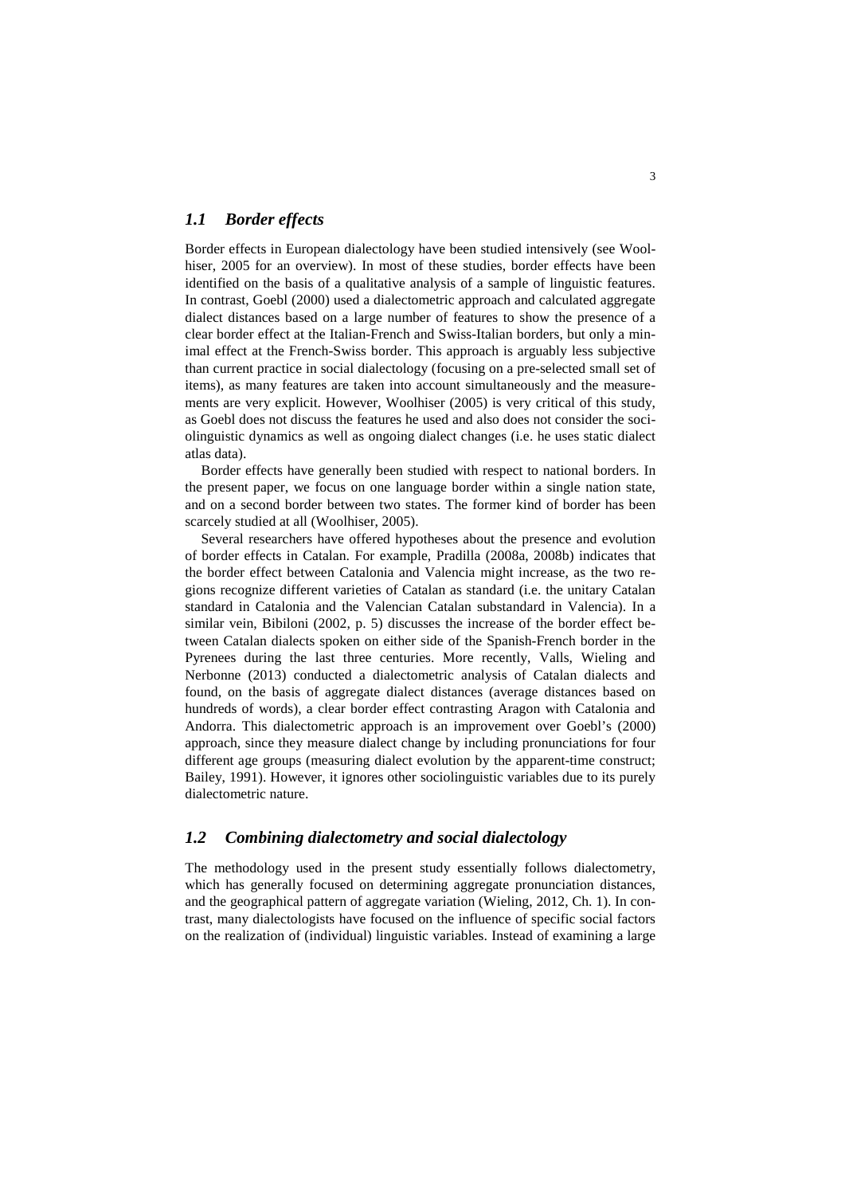## *1.1 Border effects*

Border effects in European dialectology have been studied intensively (see Woolhiser, 2005 for an overview). In most of these studies, border effects have been identified on the basis of a qualitative analysis of a sample of linguistic features. In contrast, Goebl (2000) used a dialectometric approach and calculated aggregate dialect distances based on a large number of features to show the presence of a clear border effect at the Italian-French and Swiss-Italian borders, but only a minimal effect at the French-Swiss border. This approach is arguably less subjective than current practice in social dialectology (focusing on a pre-selected small set of items), as many features are taken into account simultaneously and the measurements are very explicit. However, Woolhiser (2005) is very critical of this study, as Goebl does not discuss the features he used and also does not consider the sociolinguistic dynamics as well as ongoing dialect changes (i.e. he uses static dialect atlas data).

Border effects have generally been studied with respect to national borders. In the present paper, we focus on one language border within a single nation state, and on a second border between two states. The former kind of border has been scarcely studied at all (Woolhiser, 2005).

Several researchers have offered hypotheses about the presence and evolution of border effects in Catalan. For example, Pradilla (2008a, 2008b) indicates that the border effect between Catalonia and Valencia might increase, as the two regions recognize different varieties of Catalan as standard (i.e. the unitary Catalan standard in Catalonia and the Valencian Catalan substandard in Valencia). In a similar vein, Bibiloni (2002, p. 5) discusses the increase of the border effect between Catalan dialects spoken on either side of the Spanish-French border in the Pyrenees during the last three centuries. More recently, Valls, Wieling and Nerbonne (2013) conducted a dialectometric analysis of Catalan dialects and found, on the basis of aggregate dialect distances (average distances based on hundreds of words), a clear border effect contrasting Aragon with Catalonia and Andorra. This dialectometric approach is an improvement over Goebl's (2000) approach, since they measure dialect change by including pronunciations for four different age groups (measuring dialect evolution by the apparent-time construct; Bailey, 1991). However, it ignores other sociolinguistic variables due to its purely dialectometric nature.

## *1.2 Combining dialectometry and social dialectology*

The methodology used in the present study essentially follows dialectometry, which has generally focused on determining aggregate pronunciation distances, and the geographical pattern of aggregate variation (Wieling, 2012, Ch. 1). In contrast, many dialectologists have focused on the influence of specific social factors on the realization of (individual) linguistic variables. Instead of examining a large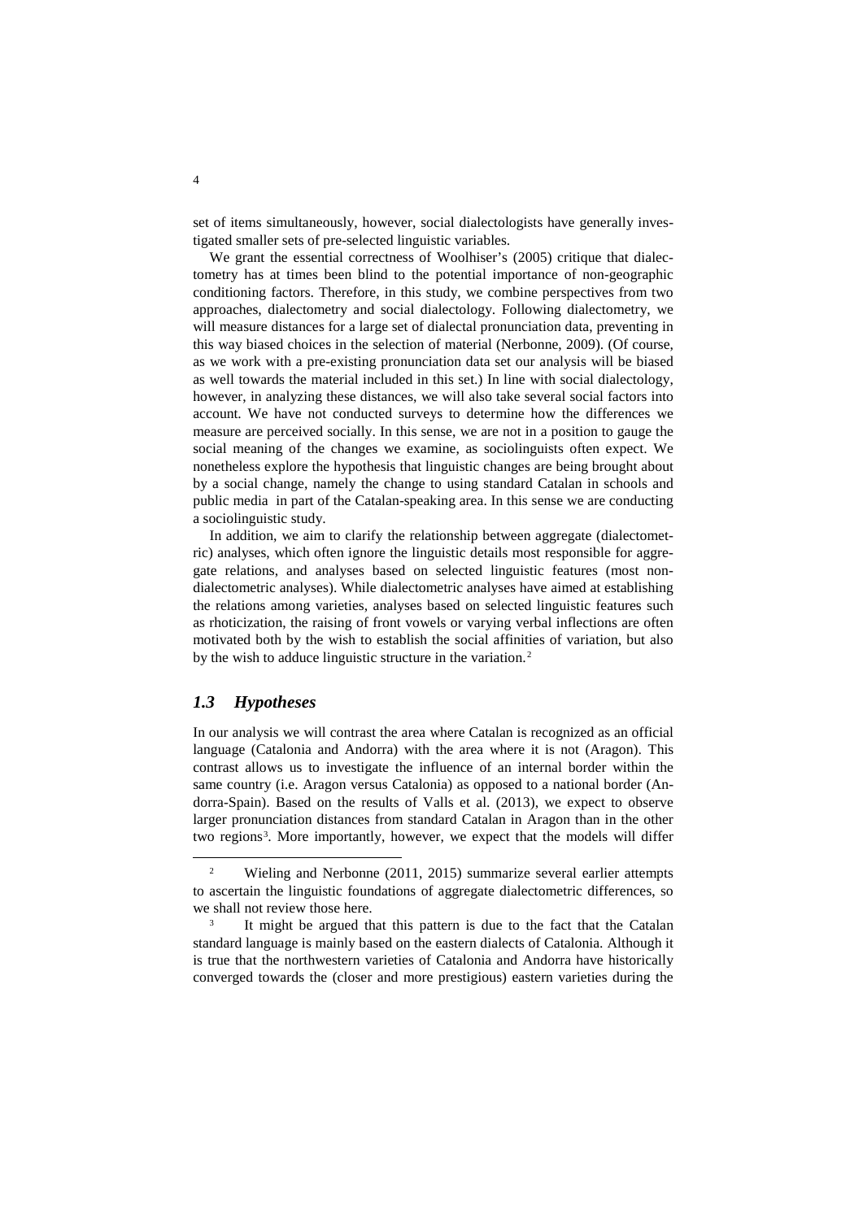set of items simultaneously, however, social dialectologists have generally investigated smaller sets of pre-selected linguistic variables.

We grant the essential correctness of Woolhiser's (2005) critique that dialectometry has at times been blind to the potential importance of non-geographic conditioning factors. Therefore, in this study, we combine perspectives from two approaches, dialectometry and social dialectology. Following dialectometry, we will measure distances for a large set of dialectal pronunciation data, preventing in this way biased choices in the selection of material (Nerbonne, 2009). (Of course, as we work with a pre-existing pronunciation data set our analysis will be biased as well towards the material included in this set.) In line with social dialectology, however, in analyzing these distances, we will also take several social factors into account. We have not conducted surveys to determine how the differences we measure are perceived socially. In this sense, we are not in a position to gauge the social meaning of the changes we examine, as sociolinguists often expect. We nonetheless explore the hypothesis that linguistic changes are being brought about by a social change, namely the change to using standard Catalan in schools and public media in part of the Catalan-speaking area. In this sense we are conducting a sociolinguistic study.

In addition, we aim to clarify the relationship between aggregate (dialectometric) analyses, which often ignore the linguistic details most responsible for aggregate relations, and analyses based on selected linguistic features (most non-dialectometric analyses). While dialectometric analyses have aimed at establishing the relations among varieties, analyses based on selected linguistic features such as rhoticization, the raising of front vowels or varying verbal inflections are often motivated both by the wish to establish the social affinities of variation, but also by the wish to adduce linguistic structure in the variation.[2]

### *1.3 Hypotheses*

In our analysis we will contrast the area where Catalan is recognized as an official language (Catalonia and Andorra) with the area where it is not (Aragon). This contrast allows us to investigate the influence of an internal border within the same country (i.e. Aragon versus Catalonia) as opposed to a national border (Andorra-Spain). Based on the results of Valls et al. (2013), we expect to observe larger pronunciation distances from standard Catalan in Aragon than in the other two regions[3]. More importantly, however, we expect that the models will differ

---

[2] Wieling and Nerbonne (2011, 2015) summarize several earlier attempts to ascertain the linguistic foundations of aggregate dialectometric differences, so we shall not review those here.

[3] It might be argued that this pattern is due to the fact that the Catalan standard language is mainly based on the eastern dialects of Catalonia. Although it is true that the northwestern varieties of Catalonia and Andorra have historically converged towards the (closer and more prestigious) eastern varieties during the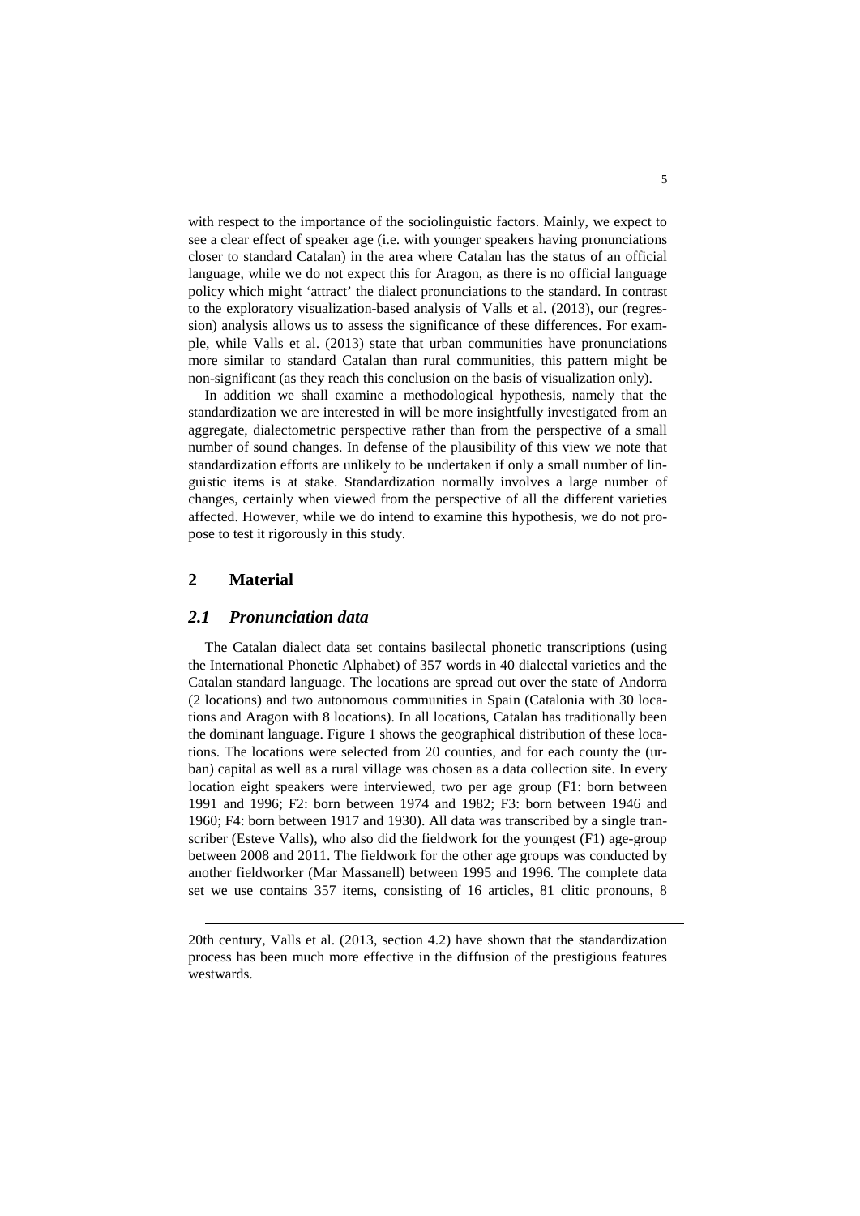with respect to the importance of the sociolinguistic factors. Mainly, we expect to see a clear effect of speaker age (i.e. with younger speakers having pronunciations closer to standard Catalan) in the area where Catalan has the status of an official language, while we do not expect this for Aragon, as there is no official language policy which might 'attract' the dialect pronunciations to the standard. In contrast to the exploratory visualization-based analysis of Valls et al. (2013), our (regression) analysis allows us to assess the significance of these differences. For example, while Valls et al. (2013) state that urban communities have pronunciations more similar to standard Catalan than rural communities, this pattern might be non-significant (as they reach this conclusion on the basis of visualization only).

In addition we shall examine a methodological hypothesis, namely that the standardization we are interested in will be more insightfully investigated from an aggregate, dialectometric perspective rather than from the perspective of a small number of sound changes. In defense of the plausibility of this view we note that standardization efforts are unlikely to be undertaken if only a small number of linguistic items is at stake. Standardization normally involves a large number of changes, certainly when viewed from the perspective of all the different varieties affected. However, while we do intend to examine this hypothesis, we do not propose to test it rigorously in this study.

## 2 Material

### *2.1 Pronunciation data*

The Catalan dialect data set contains basilectal phonetic transcriptions (using the International Phonetic Alphabet) of 357 words in 40 dialectal varieties and the Catalan standard language. The locations are spread out over the state of Andorra (2 locations) and two autonomous communities in Spain (Catalonia with 30 locations and Aragon with 8 locations). In all locations, Catalan has traditionally been the dominant language. Figure 1 shows the geographical distribution of these locations. The locations were selected from 20 counties, and for each county the (urban) capital as well as a rural village was chosen as a data collection site. In every location eight speakers were interviewed, two per age group (F1: born between 1991 and 1996; F2: born between 1974 and 1982; F3: born between 1946 and 1960; F4: born between 1917 and 1930). All data was transcribed by a single transcriber (Esteve Valls), who also did the fieldwork for the youngest (F1) age-group between 2008 and 2011. The fieldwork for the other age groups was conducted by another fieldworker (Mar Massanell) between 1995 and 1996. The complete data set we use contains 357 items, consisting of 16 articles, 81 clitic pronouns, 8

---

20th century, Valls et al. (2013, section 4.2) have shown that the standardization process has been much more effective in the diffusion of the prestigious features westwards.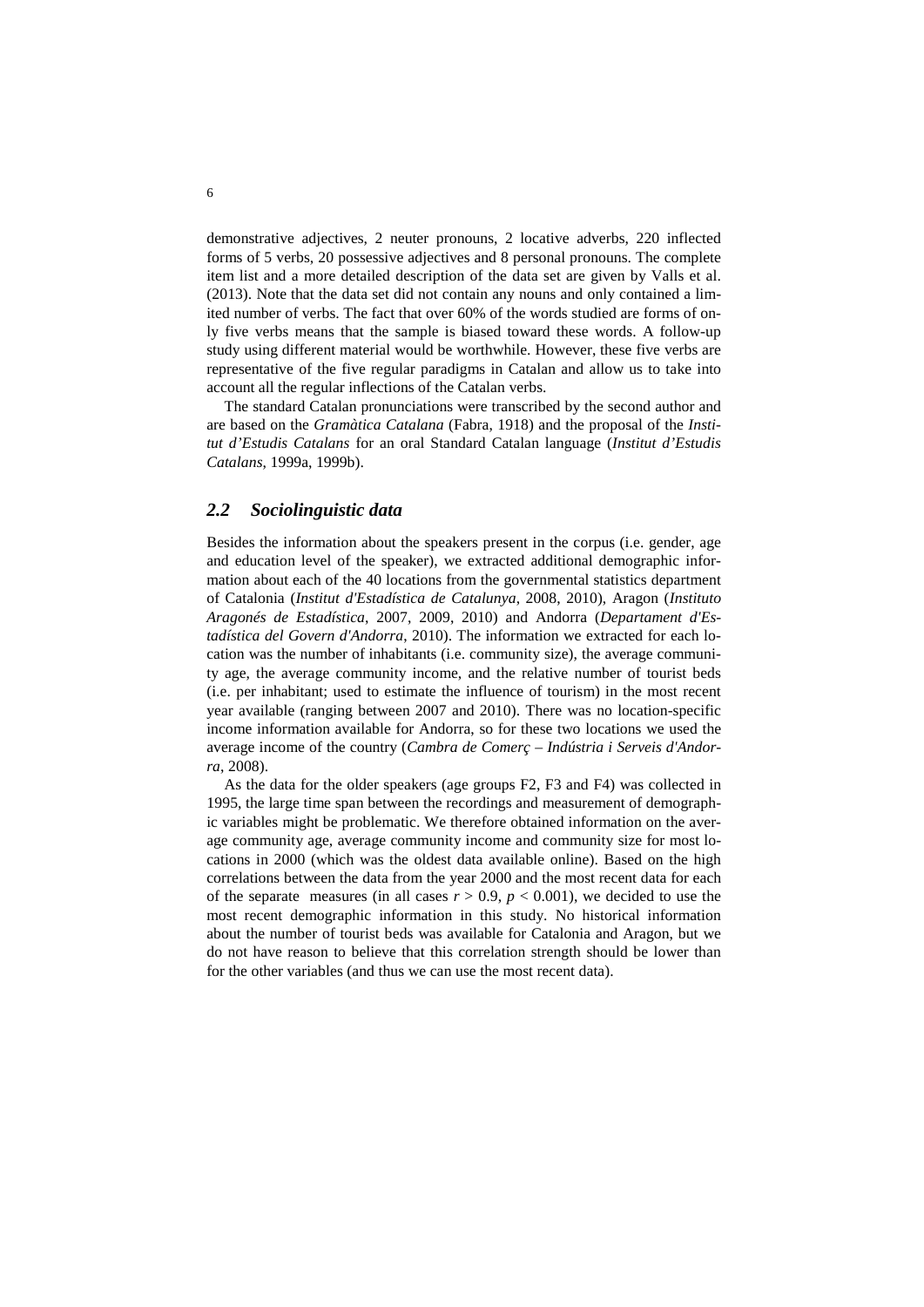demonstrative adjectives, 2 neuter pronouns, 2 locative adverbs, 220 inflected forms of 5 verbs, 20 possessive adjectives and 8 personal pronouns. The complete item list and a more detailed description of the data set are given by Valls et al. (2013). Note that the data set did not contain any nouns and only contained a limited number of verbs. The fact that over 60% of the words studied are forms of only five verbs means that the sample is biased toward these words. A follow-up study using different material would be worthwhile. However, these five verbs are representative of the five regular paradigms in Catalan and allow us to take into account all the regular inflections of the Catalan verbs.

The standard Catalan pronunciations were transcribed by the second author and are based on the *Gramàtica Catalana* (Fabra, 1918) and the proposal of the *Institut d'Estudis Catalans* for an oral Standard Catalan language (*Institut d'Estudis Catalans*, 1999a, 1999b).

## *2.2 Sociolinguistic data*

Besides the information about the speakers present in the corpus (i.e. gender, age and education level of the speaker), we extracted additional demographic information about each of the 40 locations from the governmental statistics department of Catalonia (*Institut d'Estadística de Catalunya*, 2008, 2010), Aragon (*Instituto Aragonés de Estadística*, 2007, 2009, 2010) and Andorra (*Departament d'Estadística del Govern d'Andorra*, 2010). The information we extracted for each location was the number of inhabitants (i.e. community size), the average community age, the average community income, and the relative number of tourist beds (i.e. per inhabitant; used to estimate the influence of tourism) in the most recent year available (ranging between 2007 and 2010). There was no location-specific income information available for Andorra, so for these two locations we used the average income of the country (*Cambra de Comerç – Indústria i Serveis d'Andorra*, 2008).

As the data for the older speakers (age groups F2, F3 and F4) was collected in 1995, the large time span between the recordings and measurement of demographic variables might be problematic. We therefore obtained information on the average community age, average community income and community size for most locations in 2000 (which was the oldest data available online). Based on the high correlations between the data from the year 2000 and the most recent data for each of the separate measures (in all cases $r > 0.9$, $p < 0.001$), we decided to use the most recent demographic information in this study. No historical information about the number of tourist beds was available for Catalonia and Aragon, but we do not have reason to believe that this correlation strength should be lower than for the other variables (and thus we can use the most recent data).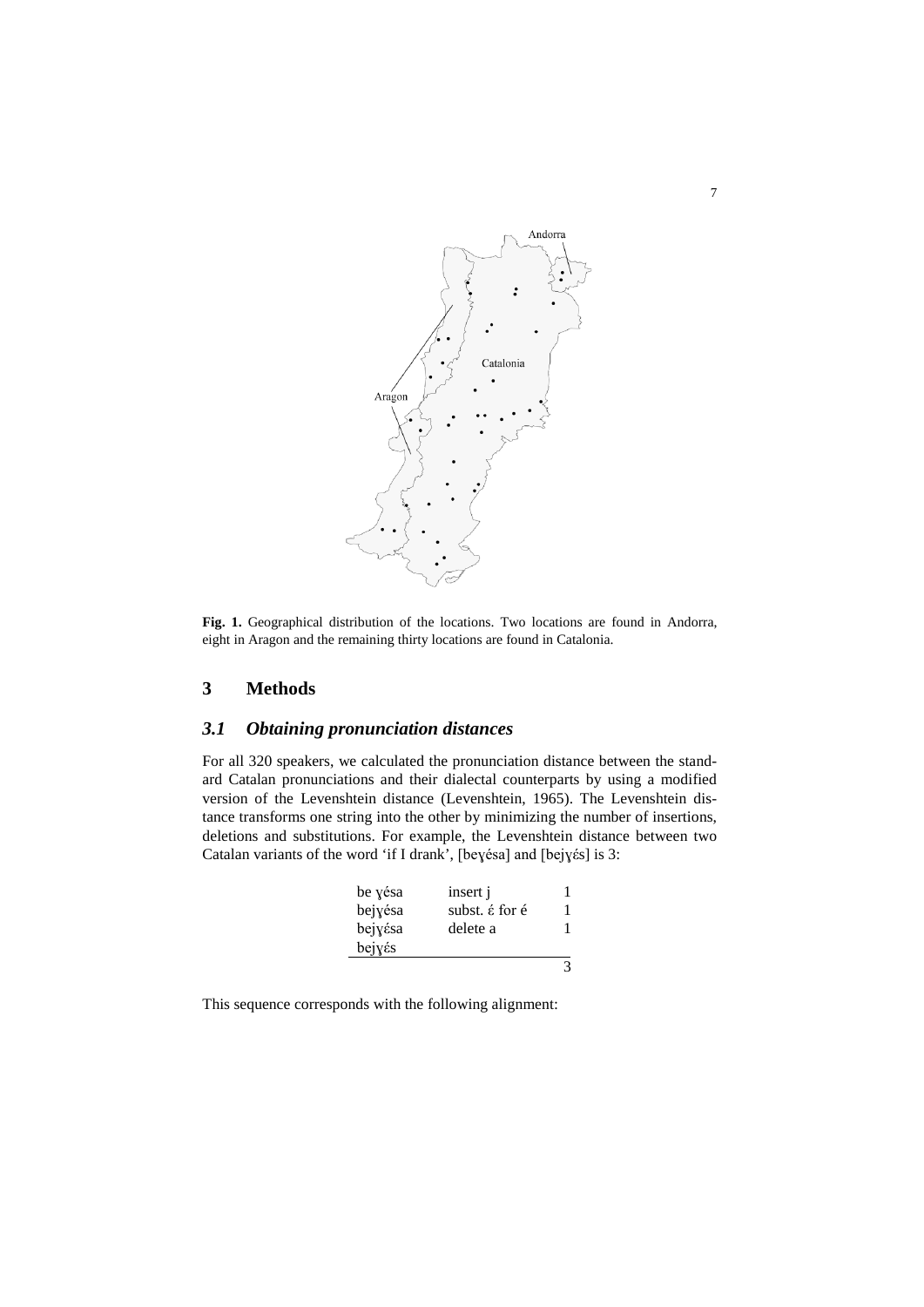**Fig. 1.** Geographical distribution of the locations. Two locations are found in Andorra, eight in Aragon and the remaining thirty locations are found in Catalonia.

## 3 Methods

### *3.1 Obtaining pronunciation distances*

For all 320 speakers, we calculated the pronunciation distance between the standard Catalan pronunciations and their dialectal counterparts by using a modified version of the Levenshtein distance (Levenshtein, 1965). The Levenshtein distance transforms one string into the other by minimizing the number of insertions, deletions and substitutions. For example, the Levenshtein distance between two Catalan variants of the word 'if I drank', [beɣésa] and [bejɣɛ́s] is 3:

| | | |
|---|---|---|
| be ɣésa | insert j | 1 |
| bejɣésa | subst. ɛ́ for é | 1 |
| bejɣɛ́sa | delete a | 1 |
| bejɣɛ́s | | |
| | | 3 |

This sequence corresponds with the following alignment: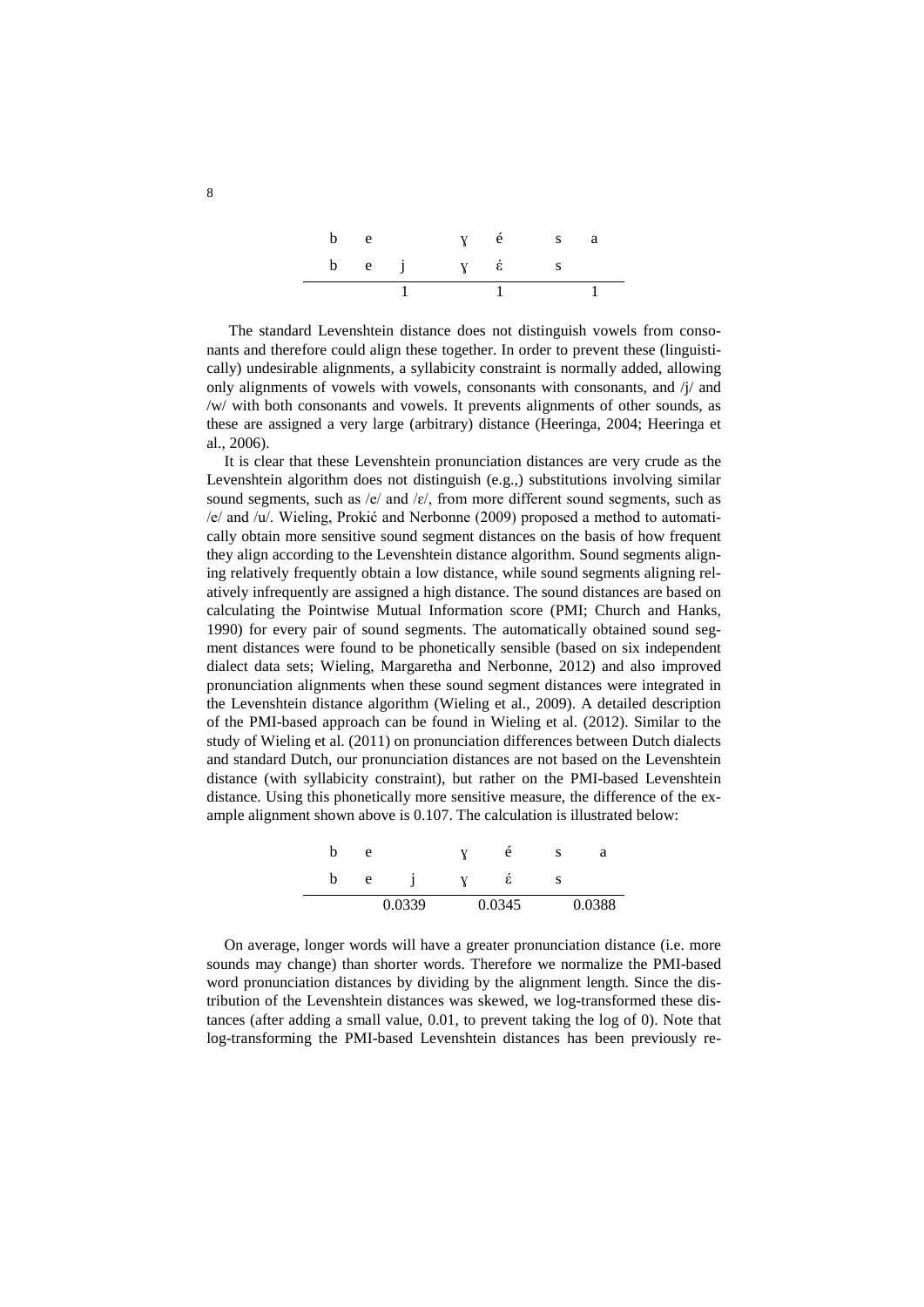| b | e |  | ɣ | é | s | a |
|---|---|---|---|---|---|---|
| b | e | j | ɣ | έ | s |  |
|  |  | 1 |  | 1 |  | 1 |

The standard Levenshtein distance does not distinguish vowels from consonants and therefore could align these together. In order to prevent these (linguistically) undesirable alignments, a syllabicity constraint is normally added, allowing only alignments of vowels with vowels, consonants with consonants, and /j/ and /w/ with both consonants and vowels. It prevents alignments of other sounds, as these are assigned a very large (arbitrary) distance (Heeringa, 2004; Heeringa et al., 2006).

It is clear that these Levenshtein pronunciation distances are very crude as the Levenshtein algorithm does not distinguish (e.g.,) substitutions involving similar sound segments, such as /e/ and /ɛ/, from more different sound segments, such as /e/ and /u/. Wieling, Prokić and Nerbonne (2009) proposed a method to automatically obtain more sensitive sound segment distances on the basis of how frequent they align according to the Levenshtein distance algorithm. Sound segments aligning relatively frequently obtain a low distance, while sound segments aligning relatively infrequently are assigned a high distance. The sound distances are based on calculating the Pointwise Mutual Information score (PMI; Church and Hanks, 1990) for every pair of sound segments. The automatically obtained sound segment distances were found to be phonetically sensible (based on six independent dialect data sets; Wieling, Margaretha and Nerbonne, 2012) and also improved pronunciation alignments when these sound segment distances were integrated in the Levenshtein distance algorithm (Wieling et al., 2009). A detailed description of the PMI-based approach can be found in Wieling et al. (2012). Similar to the study of Wieling et al. (2011) on pronunciation differences between Dutch dialects and standard Dutch, our pronunciation distances are not based on the Levenshtein distance (with syllabicity constraint), but rather on the PMI-based Levenshtein distance. Using this phonetically more sensitive measure, the difference of the example alignment shown above is 0.107. The calculation is illustrated below:

| b | e |  | ɣ | é | s | a |
|---|---|---|---|---|---|---|
| b | e | j | ɣ | έ | s |  |
|  |  | 0.0339 |  | 0.0345 |  | 0.0388 |

On average, longer words will have a greater pronunciation distance (i.e. more sounds may change) than shorter words. Therefore we normalize the PMI-based word pronunciation distances by dividing by the alignment length. Since the distribution of the Levenshtein distances was skewed, we log-transformed these distances (after adding a small value, 0.01, to prevent taking the log of 0). Note that log-transforming the PMI-based Levenshtein distances has been previously re-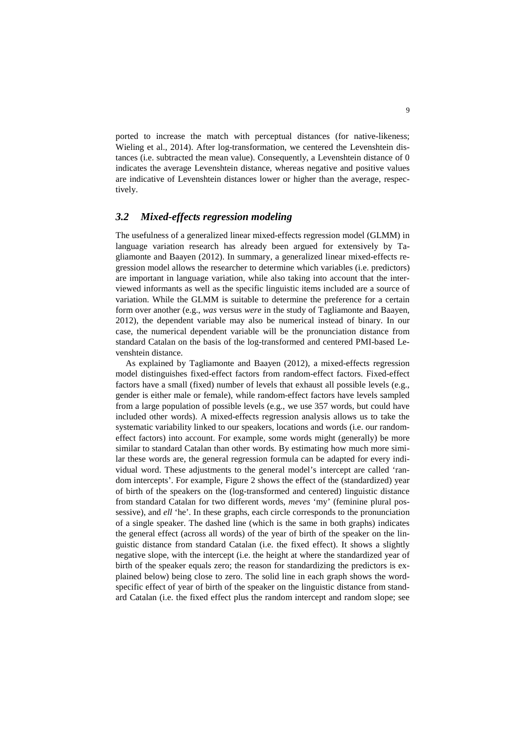ported to increase the match with perceptual distances (for native-likeness; Wieling et al., 2014). After log-transformation, we centered the Levenshtein distances (i.e. subtracted the mean value). Consequently, a Levenshtein distance of 0 indicates the average Levenshtein distance, whereas negative and positive values are indicative of Levenshtein distances lower or higher than the average, respectively.

### 3.2 Mixed-effects regression modeling

The usefulness of a generalized linear mixed-effects regression model (GLMM) in language variation research has already been argued for extensively by Tagliamonte and Baayen (2012). In summary, a generalized linear mixed-effects regression model allows the researcher to determine which variables (i.e. predictors) are important in language variation, while also taking into account that the interviewed informants as well as the specific linguistic items included are a source of variation. While the GLMM is suitable to determine the preference for a certain form over another (e.g., *was* versus *were* in the study of Tagliamonte and Baayen, 2012), the dependent variable may also be numerical instead of binary. In our case, the numerical dependent variable will be the pronunciation distance from standard Catalan on the basis of the log-transformed and centered PMI-based Levenshtein distance.

As explained by Tagliamonte and Baayen (2012), a mixed-effects regression model distinguishes fixed-effect factors from random-effect factors. Fixed-effect factors have a small (fixed) number of levels that exhaust all possible levels (e.g., gender is either male or female), while random-effect factors have levels sampled from a large population of possible levels (e.g., we use 357 words, but could have included other words). A mixed-effects regression analysis allows us to take the systematic variability linked to our speakers, locations and words (i.e. our random-effect factors) into account. For example, some words might (generally) be more similar to standard Catalan than other words. By estimating how much more similar these words are, the general regression formula can be adapted for every individual word. These adjustments to the general model's intercept are called 'random intercepts'. For example, Figure 2 shows the effect of the (standardized) year of birth of the speakers on the (log-transformed and centered) linguistic distance from standard Catalan for two different words, *meves* 'my' (feminine plural possessive), and *ell* 'he'. In these graphs, each circle corresponds to the pronunciation of a single speaker. The dashed line (which is the same in both graphs) indicates the general effect (across all words) of the year of birth of the speaker on the linguistic distance from standard Catalan (i.e. the fixed effect). It shows a slightly negative slope, with the intercept (i.e. the height at where the standardized year of birth of the speaker equals zero; the reason for standardizing the predictors is explained below) being close to zero. The solid line in each graph shows the word-specific effect of year of birth of the speaker on the linguistic distance from standard Catalan (i.e. the fixed effect plus the random intercept and random slope; see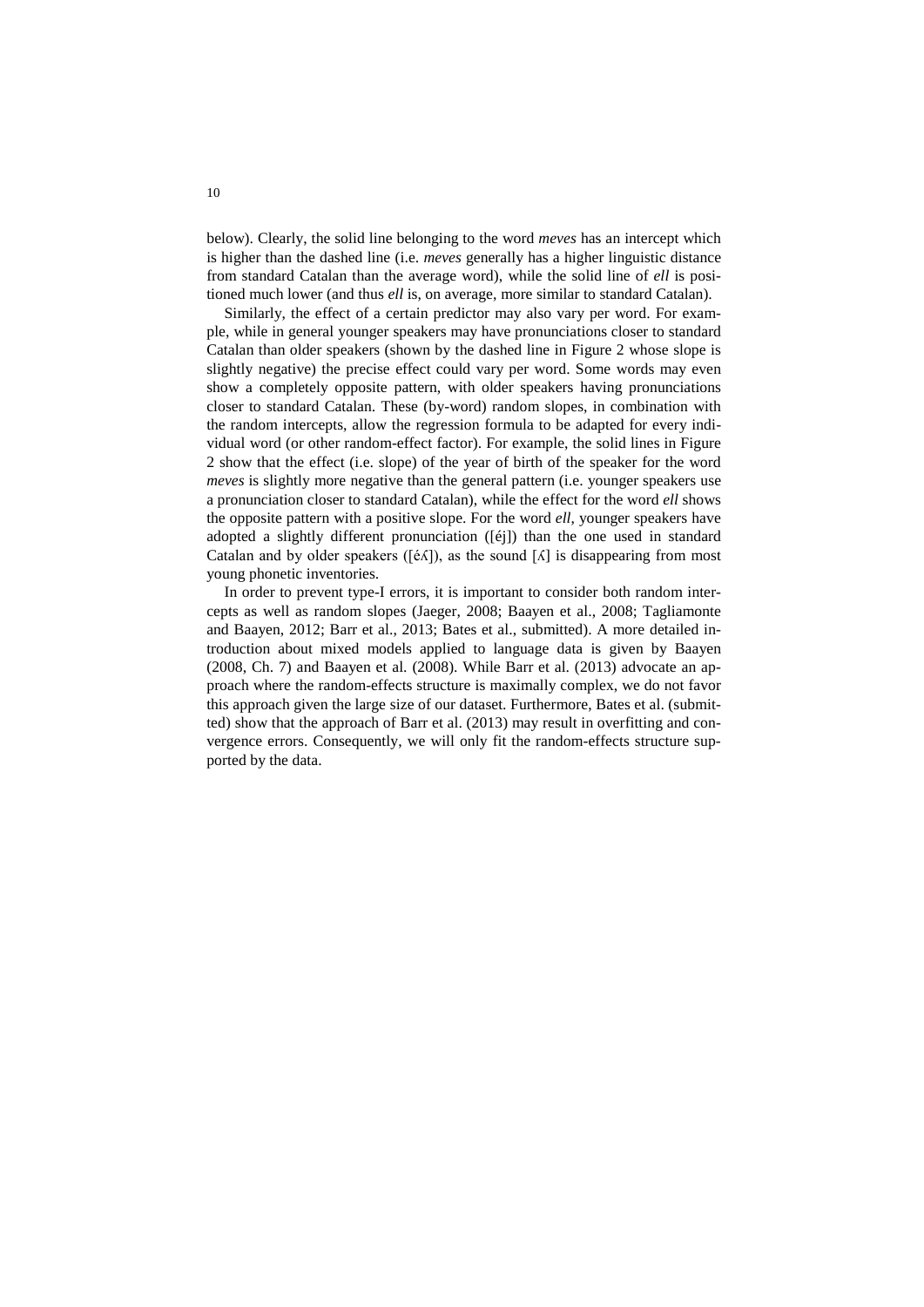below). Clearly, the solid line belonging to the word *meves* has an intercept which is higher than the dashed line (i.e. *meves* generally has a higher linguistic distance from standard Catalan than the average word), while the solid line of *ell* is positioned much lower (and thus *ell* is, on average, more similar to standard Catalan).

Similarly, the effect of a certain predictor may also vary per word. For example, while in general younger speakers may have pronunciations closer to standard Catalan than older speakers (shown by the dashed line in Figure 2 whose slope is slightly negative) the precise effect could vary per word. Some words may even show a completely opposite pattern, with older speakers having pronunciations closer to standard Catalan. These (by-word) random slopes, in combination with the random intercepts, allow the regression formula to be adapted for every individual word (or other random-effect factor). For example, the solid lines in Figure 2 show that the effect (i.e. slope) of the year of birth of the speaker for the word *meves* is slightly more negative than the general pattern (i.e. younger speakers use a pronunciation closer to standard Catalan), while the effect for the word *ell* shows the opposite pattern with a positive slope. For the word *ell*, younger speakers have adopted a slightly different pronunciation ([éj]) than the one used in standard Catalan and by older speakers ([éʎ]), as the sound [ʎ] is disappearing from most young phonetic inventories.

In order to prevent type-I errors, it is important to consider both random intercepts as well as random slopes (Jaeger, 2008; Baayen et al., 2008; Tagliamonte and Baayen, 2012; Barr et al., 2013; Bates et al., submitted). A more detailed introduction about mixed models applied to language data is given by Baayen (2008, Ch. 7) and Baayen et al. (2008). While Barr et al. (2013) advocate an approach where the random-effects structure is maximally complex, we do not favor this approach given the large size of our dataset. Furthermore, Bates et al. (submitted) show that the approach of Barr et al. (2013) may result in overfitting and convergence errors. Consequently, we will only fit the random-effects structure supported by the data.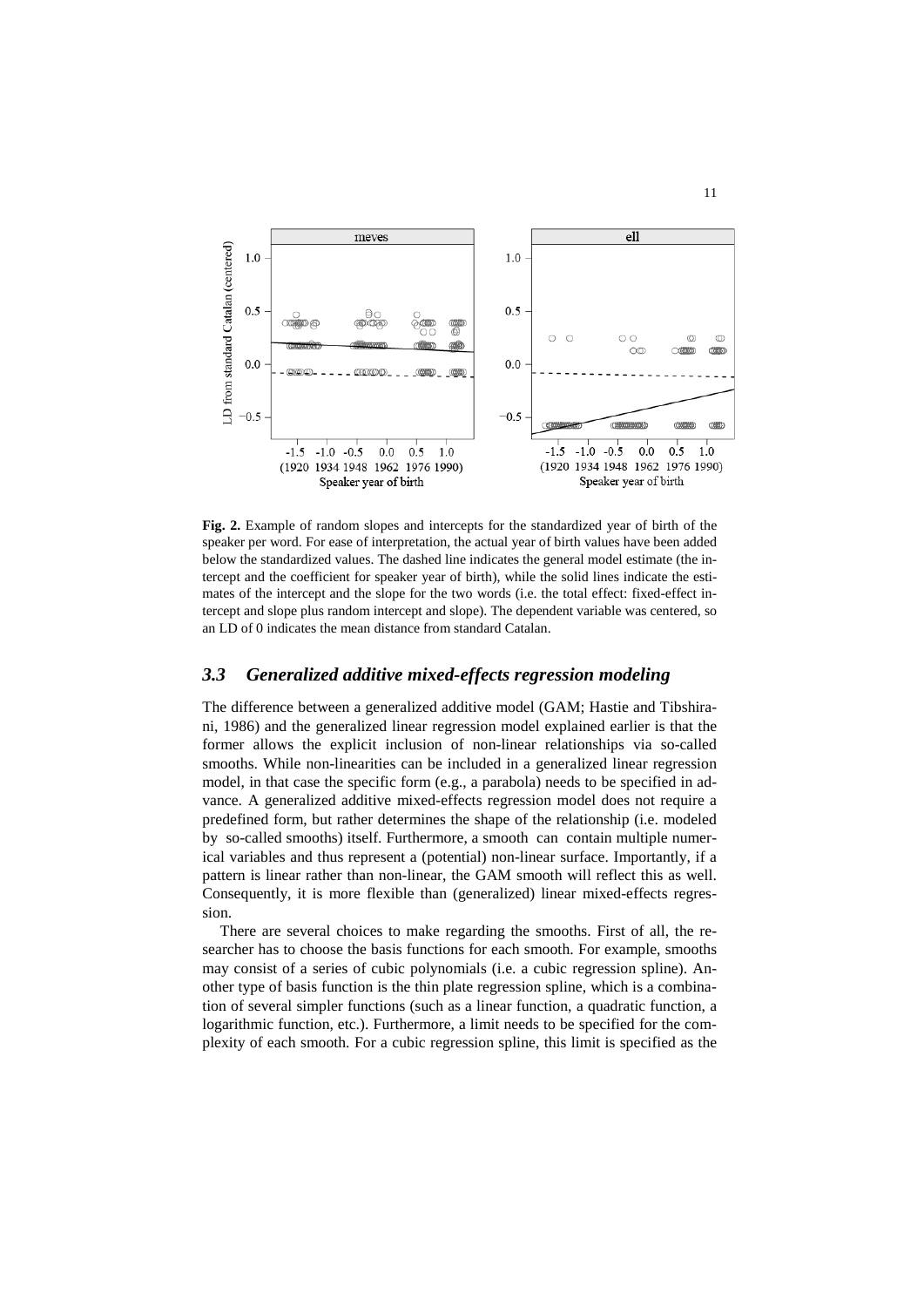meves

ell

LD from standard Catalan (centered)

1.0

0.5

0.0

−0.5

-1.5 -1.0 -0.5 0.0 0.5 1.0
(1920 1934 1948 1962 1976 1990)
Speaker year of birth

-1.5 -1.0 -0.5 0.0 0.5 1.0
(1920 1934 1948 1962 1976 1990)
Speaker year of birth

**Fig. 2.** Example of random slopes and intercepts for the standardized year of birth of the speaker per word. For ease of interpretation, the actual year of birth values have been added below the standardized values. The dashed line indicates the general model estimate (the intercept and the coefficient for speaker year of birth), while the solid lines indicate the estimates of the intercept and the slope for the two words (i.e. the total effect: fixed-effect intercept and slope plus random intercept and slope). The dependent variable was centered, so an LD of 0 indicates the mean distance from standard Catalan.

### *3.3 Generalized additive mixed-effects regression modeling*

The difference between a generalized additive model (GAM; Hastie and Tibshirani, 1986) and the generalized linear regression model explained earlier is that the former allows the explicit inclusion of non-linear relationships via so-called smooths. While non-linearities can be included in a generalized linear regression model, in that case the specific form (e.g., a parabola) needs to be specified in advance. A generalized additive mixed-effects regression model does not require a predefined form, but rather determines the shape of the relationship (i.e. modeled by so-called smooths) itself. Furthermore, a smooth can contain multiple numerical variables and thus represent a (potential) non-linear surface. Importantly, if a pattern is linear rather than non-linear, the GAM smooth will reflect this as well. Consequently, it is more flexible than (generalized) linear mixed-effects regression.

There are several choices to make regarding the smooths. First of all, the researcher has to choose the basis functions for each smooth. For example, smooths may consist of a series of cubic polynomials (i.e. a cubic regression spline). Another type of basis function is the thin plate regression spline, which is a combination of several simpler functions (such as a linear function, a quadratic function, a logarithmic function, etc.). Furthermore, a limit needs to be specified for the complexity of each smooth. For a cubic regression spline, this limit is specified as the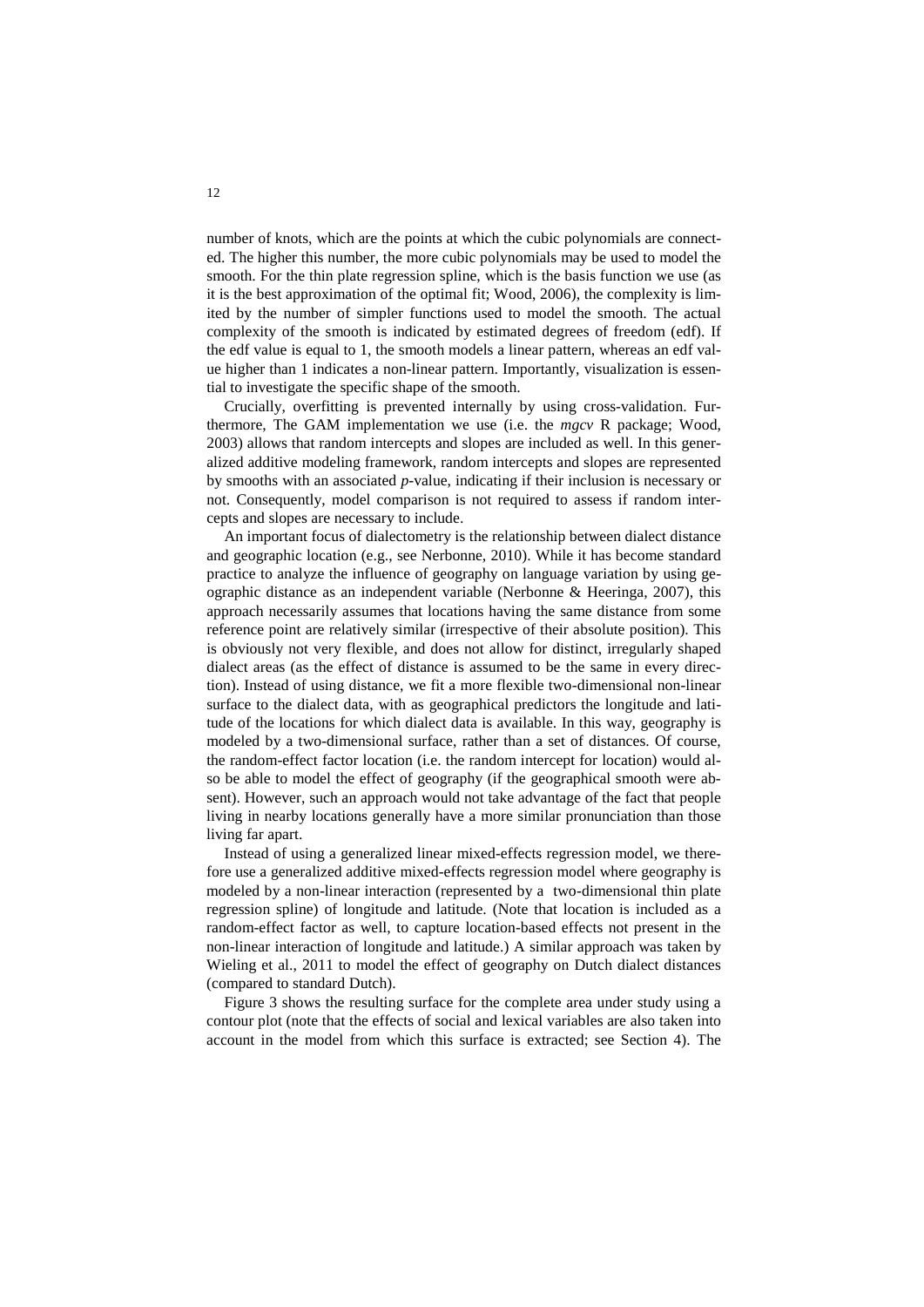number of knots, which are the points at which the cubic polynomials are connected. The higher this number, the more cubic polynomials may be used to model the smooth. For the thin plate regression spline, which is the basis function we use (as it is the best approximation of the optimal fit; Wood, 2006), the complexity is limited by the number of simpler functions used to model the smooth. The actual complexity of the smooth is indicated by estimated degrees of freedom (edf). If the edf value is equal to 1, the smooth models a linear pattern, whereas an edf value higher than 1 indicates a non-linear pattern. Importantly, visualization is essential to investigate the specific shape of the smooth.

Crucially, overfitting is prevented internally by using cross-validation. Furthermore, The GAM implementation we use (i.e. the *mgcv* R package; Wood, 2003) allows that random intercepts and slopes are included as well. In this generalized additive modeling framework, random intercepts and slopes are represented by smooths with an associated *p*-value, indicating if their inclusion is necessary or not. Consequently, model comparison is not required to assess if random intercepts and slopes are necessary to include.

An important focus of dialectometry is the relationship between dialect distance and geographic location (e.g., see Nerbonne, 2010). While it has become standard practice to analyze the influence of geography on language variation by using geographic distance as an independent variable (Nerbonne & Heeringa, 2007), this approach necessarily assumes that locations having the same distance from some reference point are relatively similar (irrespective of their absolute position). This is obviously not very flexible, and does not allow for distinct, irregularly shaped dialect areas (as the effect of distance is assumed to be the same in every direction). Instead of using distance, we fit a more flexible two-dimensional non-linear surface to the dialect data, with as geographical predictors the longitude and latitude of the locations for which dialect data is available. In this way, geography is modeled by a two-dimensional surface, rather than a set of distances. Of course, the random-effect factor location (i.e. the random intercept for location) would also be able to model the effect of geography (if the geographical smooth were absent). However, such an approach would not take advantage of the fact that people living in nearby locations generally have a more similar pronunciation than those living far apart.

Instead of using a generalized linear mixed-effects regression model, we therefore use a generalized additive mixed-effects regression model where geography is modeled by a non-linear interaction (represented by a two-dimensional thin plate regression spline) of longitude and latitude. (Note that location is included as a random-effect factor as well, to capture location-based effects not present in the non-linear interaction of longitude and latitude.) A similar approach was taken by Wieling et al., 2011 to model the effect of geography on Dutch dialect distances (compared to standard Dutch).

Figure 3 shows the resulting surface for the complete area under study using a contour plot (note that the effects of social and lexical variables are also taken into account in the model from which this surface is extracted; see Section 4). The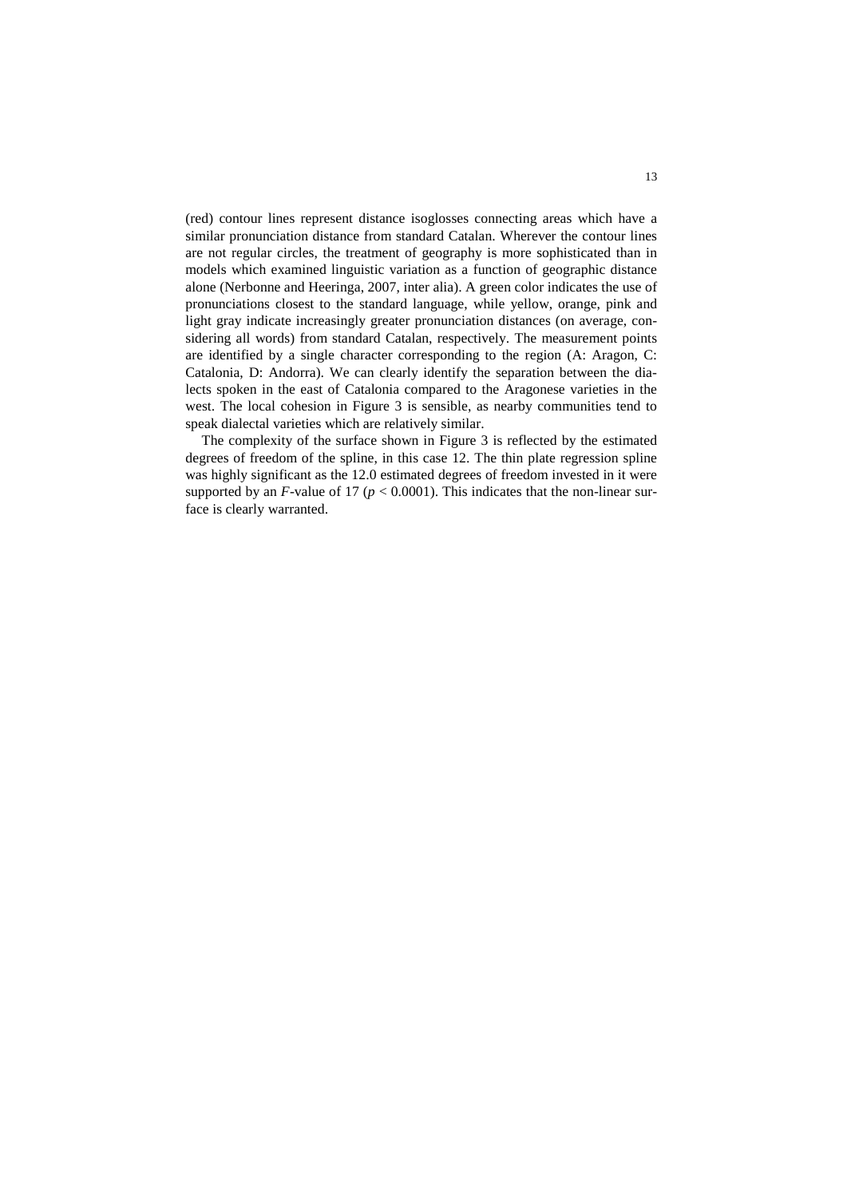(red) contour lines represent distance isoglosses connecting areas which have a similar pronunciation distance from standard Catalan. Wherever the contour lines are not regular circles, the treatment of geography is more sophisticated than in models which examined linguistic variation as a function of geographic distance alone (Nerbonne and Heeringa, 2007, inter alia). A green color indicates the use of pronunciations closest to the standard language, while yellow, orange, pink and light gray indicate increasingly greater pronunciation distances (on average, considering all words) from standard Catalan, respectively. The measurement points are identified by a single character corresponding to the region (A: Aragon, C: Catalonia, D: Andorra). We can clearly identify the separation between the dialects spoken in the east of Catalonia compared to the Aragonese varieties in the west. The local cohesion in Figure 3 is sensible, as nearby communities tend to speak dialectal varieties which are relatively similar.

The complexity of the surface shown in Figure 3 is reflected by the estimated degrees of freedom of the spline, in this case 12. The thin plate regression spline was highly significant as the 12.0 estimated degrees of freedom invested in it were supported by an $F$-value of 17 ($p < 0.0001$). This indicates that the non-linear surface is clearly warranted.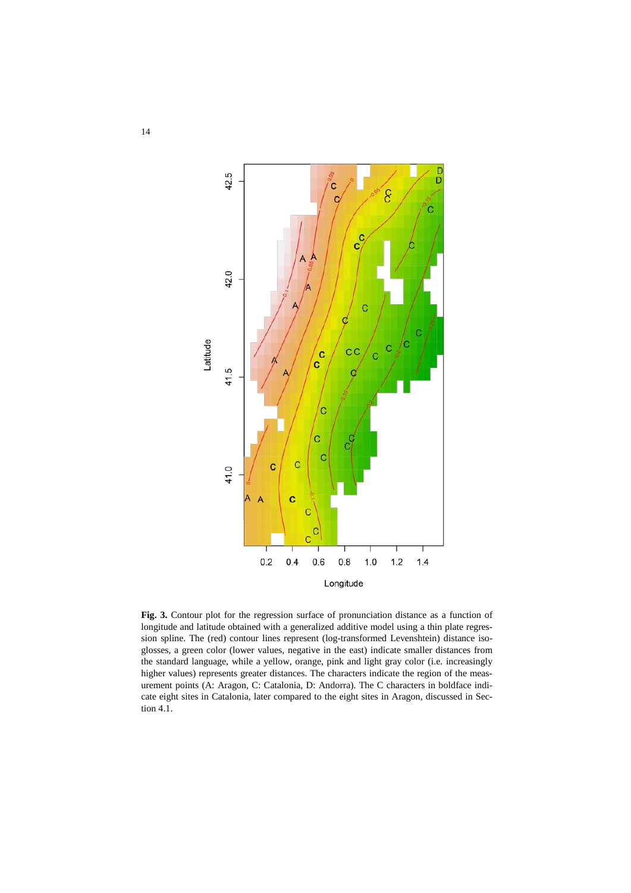**Fig. 3.** Contour plot for the regression surface of pronunciation distance as a function of longitude and latitude obtained with a generalized additive model using a thin plate regression spline. The (red) contour lines represent (log-transformed Levenshtein) distance isoglosses, a green color (lower values, negative in the east) indicate smaller distances from the standard language, while a yellow, orange, pink and light gray color (i.e. increasingly higher values) represents greater distances. The characters indicate the region of the measurement points (A: Aragon, C: Catalonia, D: Andorra). The C characters in boldface indicate eight sites in Catalonia, later compared to the eight sites in Aragon, discussed in Section 4.1.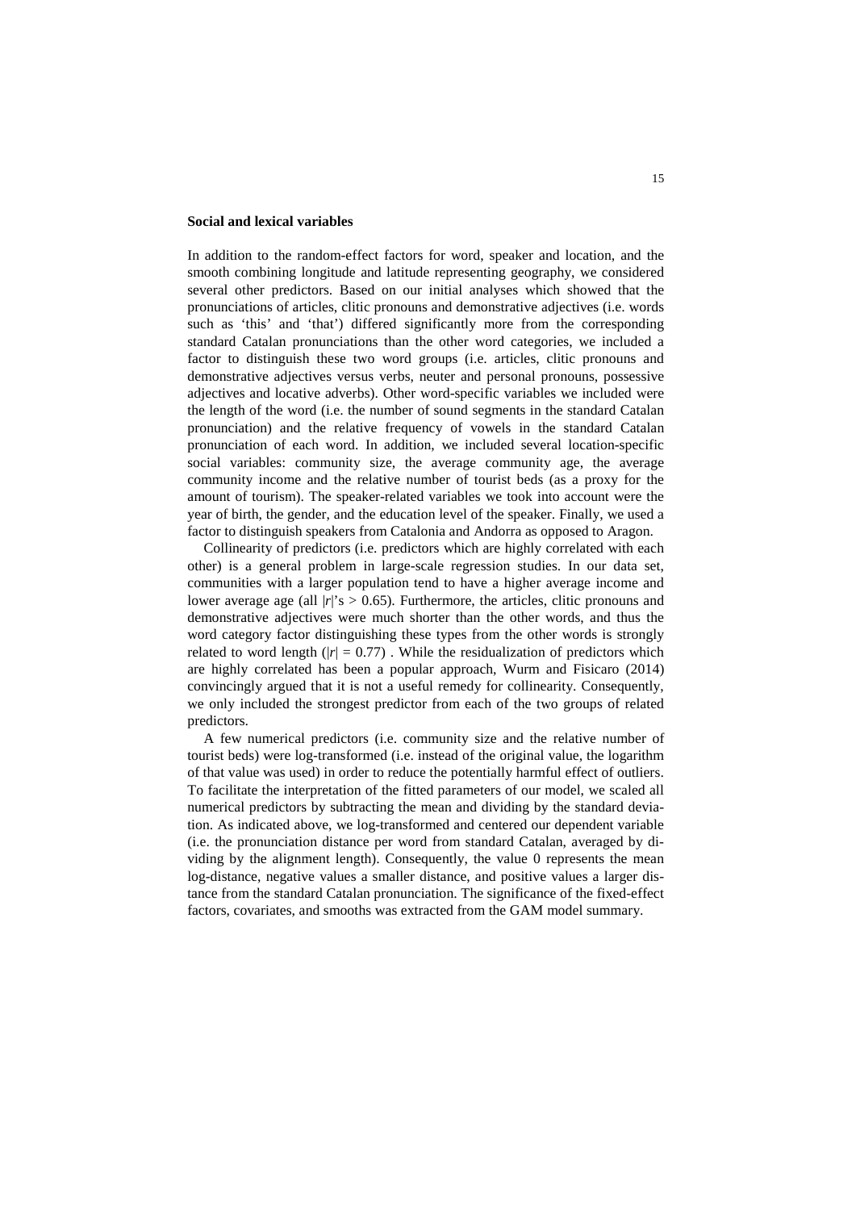### Social and lexical variables

In addition to the random-effect factors for word, speaker and location, and the smooth combining longitude and latitude representing geography, we considered several other predictors. Based on our initial analyses which showed that the pronunciations of articles, clitic pronouns and demonstrative adjectives (i.e. words such as 'this' and 'that') differed significantly more from the corresponding standard Catalan pronunciations than the other word categories, we included a factor to distinguish these two word groups (i.e. articles, clitic pronouns and demonstrative adjectives versus verbs, neuter and personal pronouns, possessive adjectives and locative adverbs). Other word-specific variables we included were the length of the word (i.e. the number of sound segments in the standard Catalan pronunciation) and the relative frequency of vowels in the standard Catalan pronunciation of each word. In addition, we included several location-specific social variables: community size, the average community age, the average community income and the relative number of tourist beds (as a proxy for the amount of tourism). The speaker-related variables we took into account were the year of birth, the gender, and the education level of the speaker. Finally, we used a factor to distinguish speakers from Catalonia and Andorra as opposed to Aragon.

Collinearity of predictors (i.e. predictors which are highly correlated with each other) is a general problem in large-scale regression studies. In our data set, communities with a larger population tend to have a higher average income and lower average age (all $|r|$'s $> 0.65$). Furthermore, the articles, clitic pronouns and demonstrative adjectives were much shorter than the other words, and thus the word category factor distinguishing these types from the other words is strongly related to word length ($|r| = 0.77$) . While the residualization of predictors which are highly correlated has been a popular approach, Wurm and Fisicaro (2014) convincingly argued that it is not a useful remedy for collinearity. Consequently, we only included the strongest predictor from each of the two groups of related predictors.

A few numerical predictors (i.e. community size and the relative number of tourist beds) were log-transformed (i.e. instead of the original value, the logarithm of that value was used) in order to reduce the potentially harmful effect of outliers. To facilitate the interpretation of the fitted parameters of our model, we scaled all numerical predictors by subtracting the mean and dividing by the standard deviation. As indicated above, we log-transformed and centered our dependent variable (i.e. the pronunciation distance per word from standard Catalan, averaged by dividing by the alignment length). Consequently, the value 0 represents the mean log-distance, negative values a smaller distance, and positive values a larger distance from the standard Catalan pronunciation. The significance of the fixed-effect factors, covariates, and smooths was extracted from the GAM model summary.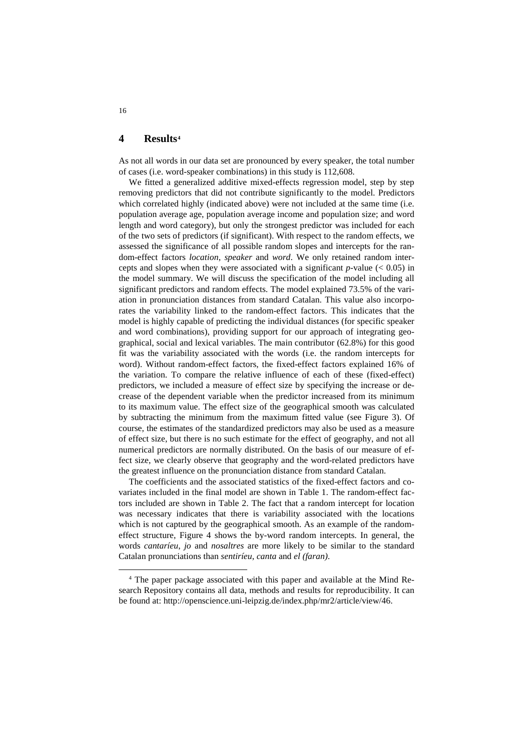# 4 Results[4]

As not all words in our data set are pronounced by every speaker, the total number of cases (i.e. word-speaker combinations) in this study is 112,608.

We fitted a generalized additive mixed-effects regression model, step by step removing predictors that did not contribute significantly to the model. Predictors which correlated highly (indicated above) were not included at the same time (i.e. population average age, population average income and population size; and word length and word category), but only the strongest predictor was included for each of the two sets of predictors (if significant). With respect to the random effects, we assessed the significance of all possible random slopes and intercepts for the random-effect factors *location*, *speaker* and *word*. We only retained random intercepts and slopes when they were associated with a significant *p*-value (< 0.05) in the model summary. We will discuss the specification of the model including all significant predictors and random effects. The model explained 73.5% of the variation in pronunciation distances from standard Catalan. This value also incorporates the variability linked to the random-effect factors. This indicates that the model is highly capable of predicting the individual distances (for specific speaker and word combinations), providing support for our approach of integrating geographical, social and lexical variables. The main contributor (62.8%) for this good fit was the variability associated with the words (i.e. the random intercepts for word). Without random-effect factors, the fixed-effect factors explained 16% of the variation. To compare the relative influence of each of these (fixed-effect) predictors, we included a measure of effect size by specifying the increase or decrease of the dependent variable when the predictor increased from its minimum to its maximum value. The effect size of the geographical smooth was calculated by subtracting the minimum from the maximum fitted value (see Figure 3). Of course, the estimates of the standardized predictors may also be used as a measure of effect size, but there is no such estimate for the effect of geography, and not all numerical predictors are normally distributed. On the basis of our measure of effect size, we clearly observe that geography and the word-related predictors have the greatest influence on the pronunciation distance from standard Catalan.

The coefficients and the associated statistics of the fixed-effect factors and covariates included in the final model are shown in Table 1. The random-effect factors included are shown in Table 2. The fact that a random intercept for location was necessary indicates that there is variability associated with the locations which is not captured by the geographical smooth. As an example of the random-effect structure, Figure 4 shows the by-word random intercepts. In general, the words *cantaríeu*, *jo* and *nosaltres* are more likely to be similar to the standard Catalan pronunciations than *sentiríeu*, *canta* and *el (faran)*.

[4] The paper package associated with this paper and available at the Mind Research Repository contains all data, methods and results for reproducibility. It can be found at: http://openscience.uni-leipzig.de/index.php/mr2/article/view/46.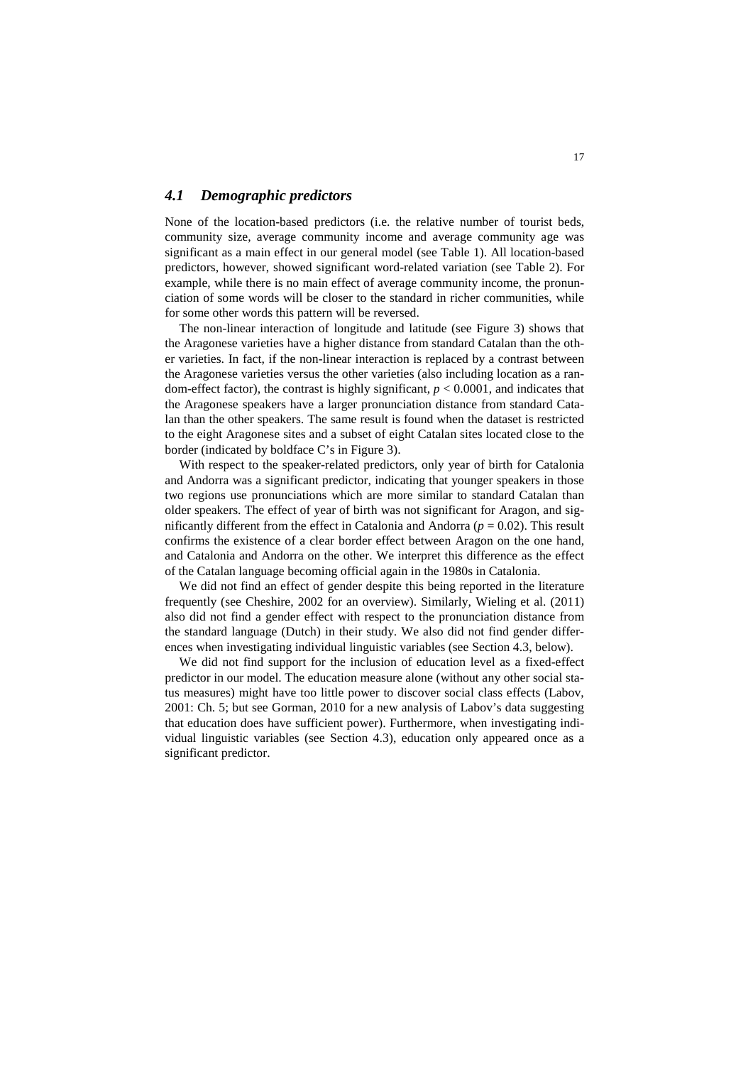### *4.1 Demographic predictors*

None of the location-based predictors (i.e. the relative number of tourist beds, community size, average community income and average community age was significant as a main effect in our general model (see Table 1). All location-based predictors, however, showed significant word-related variation (see Table 2). For example, while there is no main effect of average community income, the pronunciation of some words will be closer to the standard in richer communities, while for some other words this pattern will be reversed.

The non-linear interaction of longitude and latitude (see Figure 3) shows that the Aragonese varieties have a higher distance from standard Catalan than the other varieties. In fact, if the non-linear interaction is replaced by a contrast between the Aragonese varieties versus the other varieties (also including location as a random-effect factor), the contrast is highly significant, $p < 0.0001$, and indicates that the Aragonese speakers have a larger pronunciation distance from standard Catalan than the other speakers. The same result is found when the dataset is restricted to the eight Aragonese sites and a subset of eight Catalan sites located close to the border (indicated by boldface C's in Figure 3).

With respect to the speaker-related predictors, only year of birth for Catalonia and Andorra was a significant predictor, indicating that younger speakers in those two regions use pronunciations which are more similar to standard Catalan than older speakers. The effect of year of birth was not significant for Aragon, and significantly different from the effect in Catalonia and Andorra ($p = 0.02$). This result confirms the existence of a clear border effect between Aragon on the one hand, and Catalonia and Andorra on the other. We interpret this difference as the effect of the Catalan language becoming official again in the 1980s in Catalonia.

We did not find an effect of gender despite this being reported in the literature frequently (see Cheshire, 2002 for an overview). Similarly, Wieling et al. (2011) also did not find a gender effect with respect to the pronunciation distance from the standard language (Dutch) in their study. We also did not find gender differences when investigating individual linguistic variables (see Section 4.3, below).

We did not find support for the inclusion of education level as a fixed-effect predictor in our model. The education measure alone (without any other social status measures) might have too little power to discover social class effects (Labov, 2001: Ch. 5; but see Gorman, 2010 for a new analysis of Labov's data suggesting that education does have sufficient power). Furthermore, when investigating individual linguistic variables (see Section 4.3), education only appeared once as a significant predictor.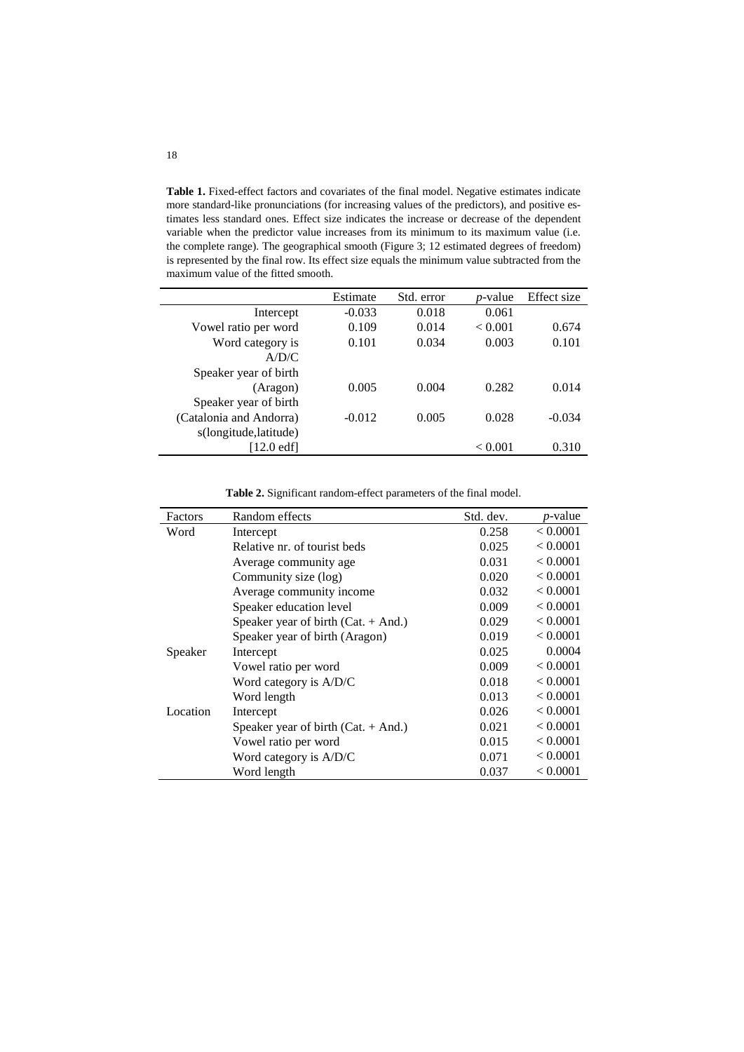**Table 1.** Fixed-effect factors and covariates of the final model. Negative estimates indicate more standard-like pronunciations (for increasing values of the predictors), and positive estimates less standard ones. Effect size indicates the increase or decrease of the dependent variable when the predictor value increases from its minimum to its maximum value (i.e. the complete range). The geographical smooth (Figure 3; 12 estimated degrees of freedom) is represented by the final row. Its effect size equals the minimum value subtracted from the maximum value of the fitted smooth.

| | Estimate | Std. error | *p*-value | Effect size |
|---|---|---|---|---|
| Intercept | -0.033 | 0.018 | 0.061 | |
| Vowel ratio per word | 0.109 | 0.014 | < 0.001 | 0.674 |
| Word category is A/D/C | 0.101 | 0.034 | 0.003 | 0.101 |
| Speaker year of birth (Aragon) | 0.005 | 0.004 | 0.282 | 0.014 |
| Speaker year of birth (Catalonia and Andorra) | -0.012 | 0.005 | 0.028 | -0.034 |
| s(longitude,latitude) [12.0 edf] | | | < 0.001 | 0.310 |

**Table 2.** Significant random-effect parameters of the final model.

| Factors | Random effects | Std. dev. | *p*-value |
|---|---|---|---|
| Word | Intercept | 0.258 | < 0.0001 |
| | Relative nr. of tourist beds | 0.025 | < 0.0001 |
| | Average community age | 0.031 | < 0.0001 |
| | Community size (log) | 0.020 | < 0.0001 |
| | Average community income | 0.032 | < 0.0001 |
| | Speaker education level | 0.009 | < 0.0001 |
| | Speaker year of birth (Cat. + And.) | 0.029 | < 0.0001 |
| | Speaker year of birth (Aragon) | 0.019 | < 0.0001 |
| Speaker | Intercept | 0.025 | 0.0004 |
| | Vowel ratio per word | 0.009 | < 0.0001 |
| | Word category is A/D/C | 0.018 | < 0.0001 |
| | Word length | 0.013 | < 0.0001 |
| Location | Intercept | 0.026 | < 0.0001 |
| | Speaker year of birth (Cat. + And.) | 0.021 | < 0.0001 |
| | Vowel ratio per word | 0.015 | < 0.0001 |
| | Word category is A/D/C | 0.071 | < 0.0001 |
| | Word length | 0.037 | < 0.0001 |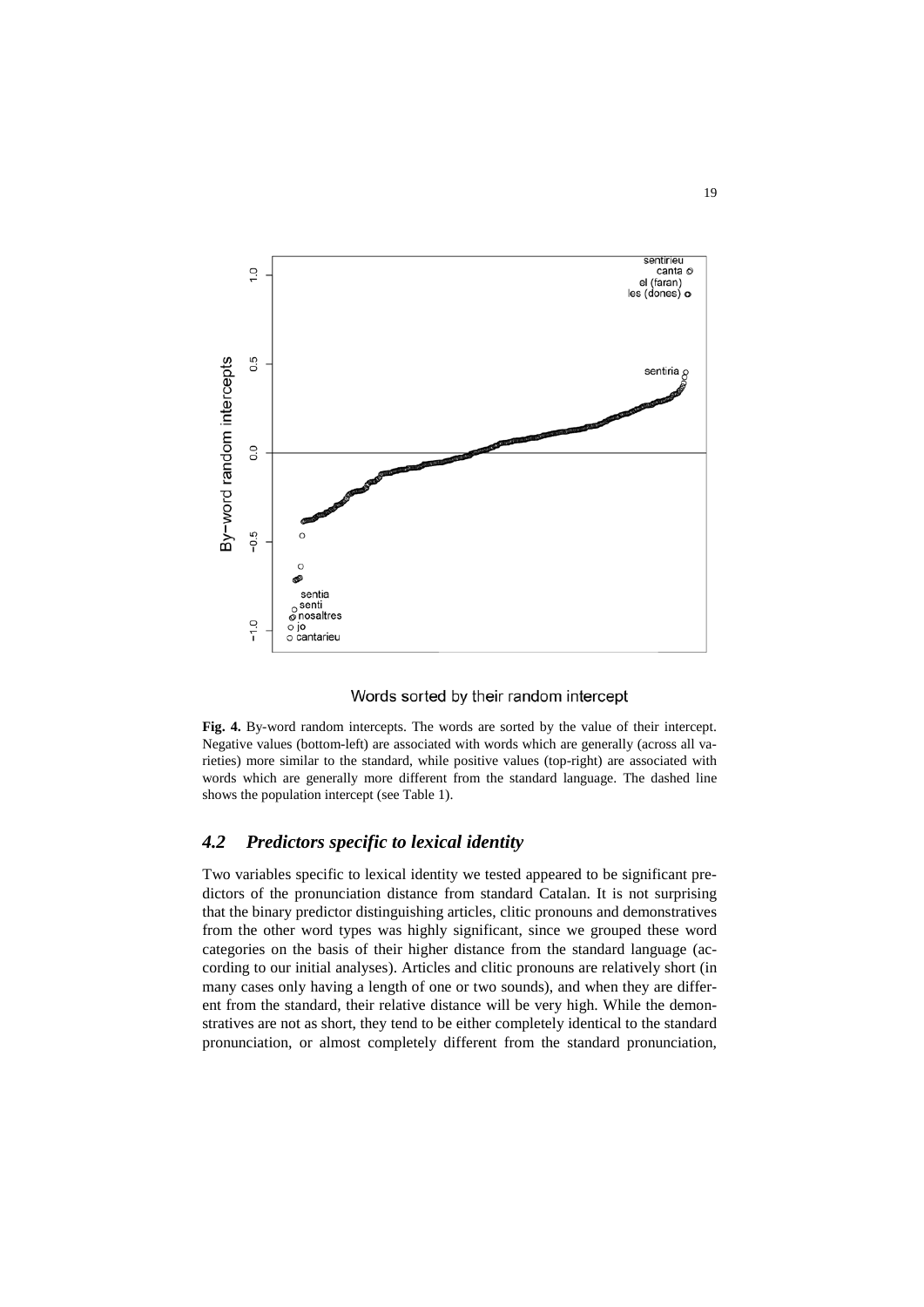**Fig. 4.** By-word random intercepts. The words are sorted by the value of their intercept. Negative values (bottom-left) are associated with words which are generally (across all varieties) more similar to the standard, while positive values (top-right) are associated with words which are generally more different from the standard language. The dashed line shows the population intercept (see Table 1).

## *4.2 Predictors specific to lexical identity*

Two variables specific to lexical identity we tested appeared to be significant predictors of the pronunciation distance from standard Catalan. It is not surprising that the binary predictor distinguishing articles, clitic pronouns and demonstratives from the other word types was highly significant, since we grouped these word categories on the basis of their higher distance from the standard language (according to our initial analyses). Articles and clitic pronouns are relatively short (in many cases only having a length of one or two sounds), and when they are different from the standard, their relative distance will be very high. While the demonstratives are not as short, they tend to be either completely identical to the standard pronunciation, or almost completely different from the standard pronunciation,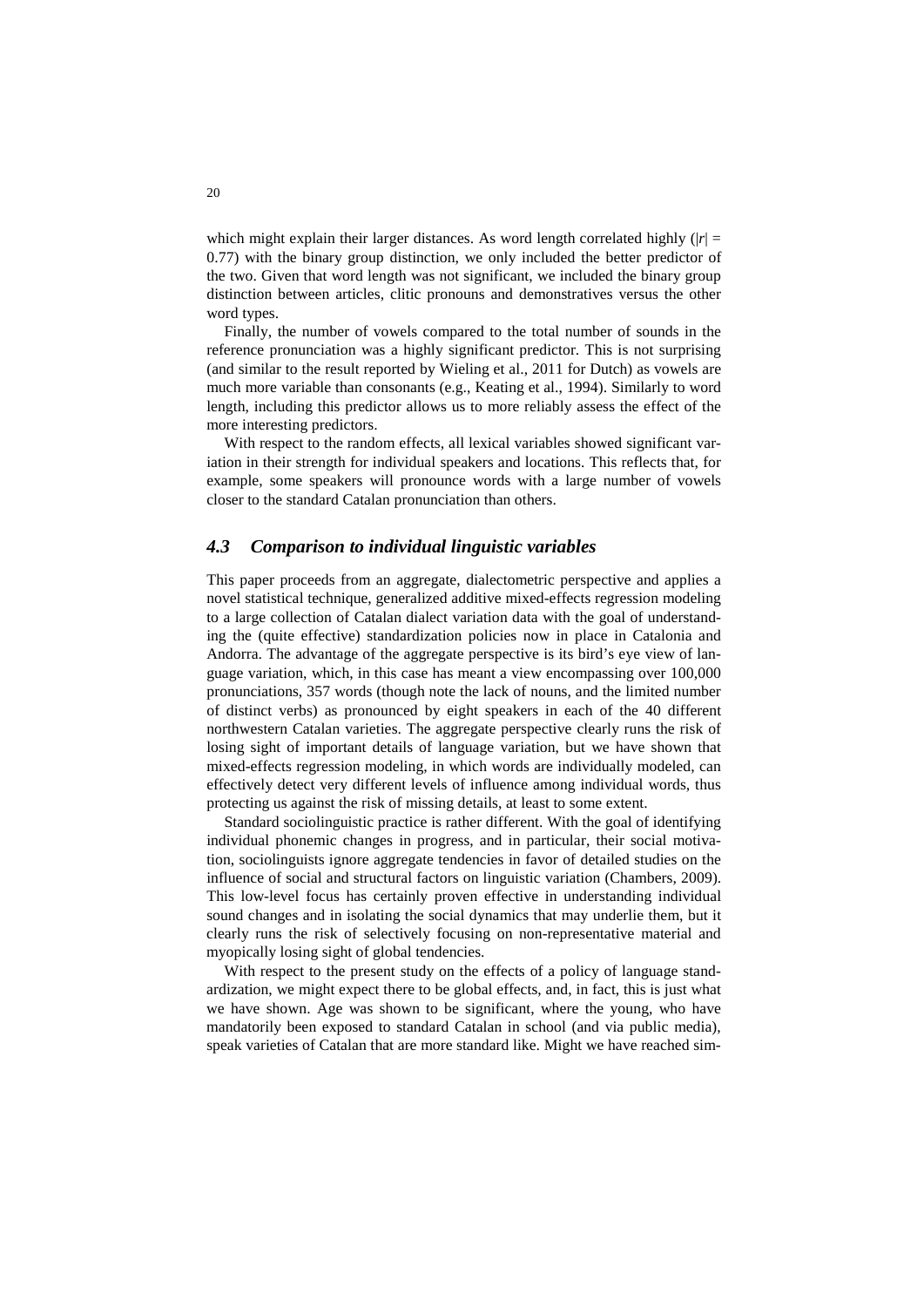which might explain their larger distances. As word length correlated highly ($|r|$ = 0.77) with the binary group distinction, we only included the better predictor of the two. Given that word length was not significant, we included the binary group distinction between articles, clitic pronouns and demonstratives versus the other word types.

Finally, the number of vowels compared to the total number of sounds in the reference pronunciation was a highly significant predictor. This is not surprising (and similar to the result reported by Wieling et al., 2011 for Dutch) as vowels are much more variable than consonants (e.g., Keating et al., 1994). Similarly to word length, including this predictor allows us to more reliably assess the effect of the more interesting predictors.

With respect to the random effects, all lexical variables showed significant variation in their strength for individual speakers and locations. This reflects that, for example, some speakers will pronounce words with a large number of vowels closer to the standard Catalan pronunciation than others.

### *4.3 Comparison to individual linguistic variables*

This paper proceeds from an aggregate, dialectometric perspective and applies a novel statistical technique, generalized additive mixed-effects regression modeling to a large collection of Catalan dialect variation data with the goal of understanding the (quite effective) standardization policies now in place in Catalonia and Andorra. The advantage of the aggregate perspective is its bird's eye view of language variation, which, in this case has meant a view encompassing over 100,000 pronunciations, 357 words (though note the lack of nouns, and the limited number of distinct verbs) as pronounced by eight speakers in each of the 40 different northwestern Catalan varieties. The aggregate perspective clearly runs the risk of losing sight of important details of language variation, but we have shown that mixed-effects regression modeling, in which words are individually modeled, can effectively detect very different levels of influence among individual words, thus protecting us against the risk of missing details, at least to some extent.

Standard sociolinguistic practice is rather different. With the goal of identifying individual phonemic changes in progress, and in particular, their social motivation, sociolinguists ignore aggregate tendencies in favor of detailed studies on the influence of social and structural factors on linguistic variation (Chambers, 2009). This low-level focus has certainly proven effective in understanding individual sound changes and in isolating the social dynamics that may underlie them, but it clearly runs the risk of selectively focusing on non-representative material and myopically losing sight of global tendencies.

With respect to the present study on the effects of a policy of language standardization, we might expect there to be global effects, and, in fact, this is just what we have shown. Age was shown to be significant, where the young, who have mandatorily been exposed to standard Catalan in school (and via public media), speak varieties of Catalan that are more standard like. Might we have reached sim-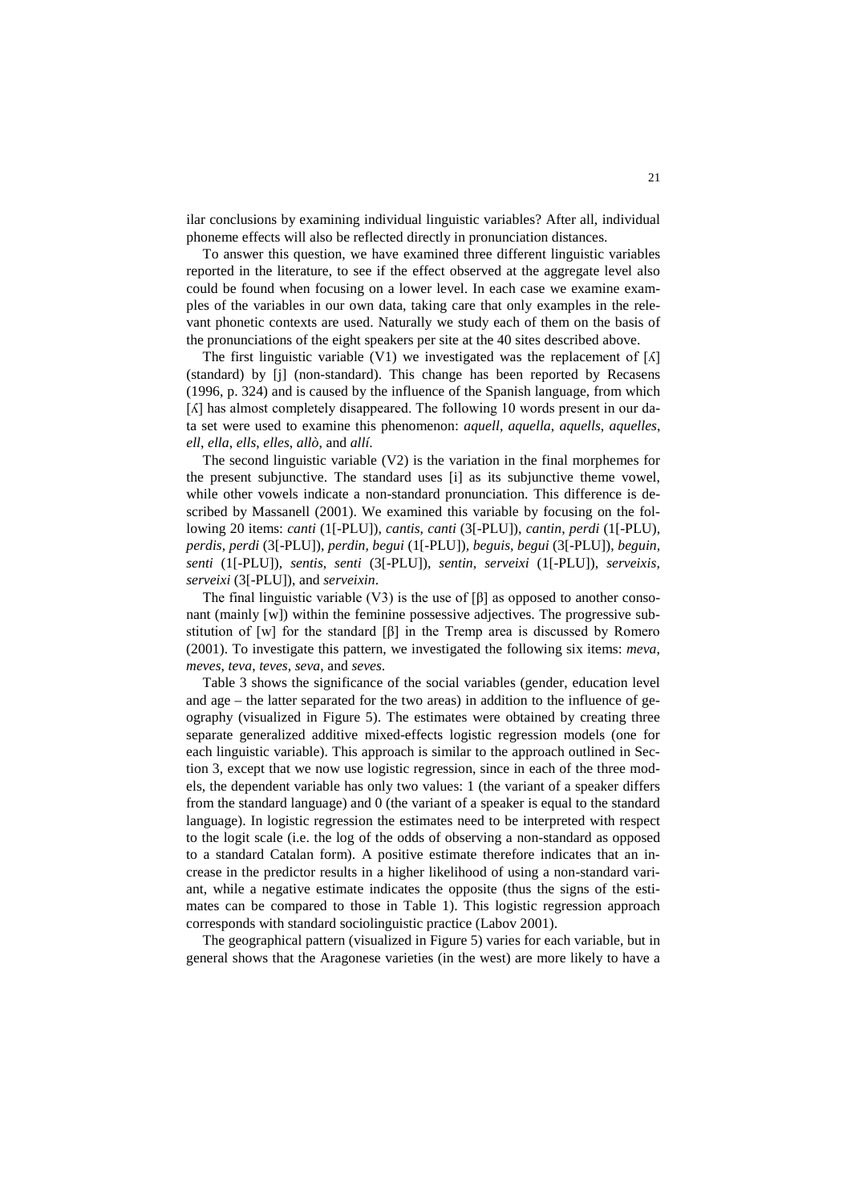ilar conclusions by examining individual linguistic variables? After all, individual phoneme effects will also be reflected directly in pronunciation distances.

To answer this question, we have examined three different linguistic variables reported in the literature, to see if the effect observed at the aggregate level also could be found when focusing on a lower level. In each case we examine examples of the variables in our own data, taking care that only examples in the relevant phonetic contexts are used. Naturally we study each of them on the basis of the pronunciations of the eight speakers per site at the 40 sites described above.

The first linguistic variable (V1) we investigated was the replacement of [ʎ] (standard) by [j] (non-standard). This change has been reported by Recasens (1996, p. 324) and is caused by the influence of the Spanish language, from which [ʎ] has almost completely disappeared. The following 10 words present in our data set were used to examine this phenomenon: *aquell*, *aquella*, *aquells*, *aquelles*, *ell*, *ella*, *ells*, *elles*, *allò*, and *allí*.

The second linguistic variable (V2) is the variation in the final morphemes for the present subjunctive. The standard uses [i] as its subjunctive theme vowel, while other vowels indicate a non-standard pronunciation. This difference is described by Massanell (2001). We examined this variable by focusing on the following 20 items: *canti* (1[-PLU]), *cantis*, *canti* (3[-PLU]), *cantin*, *perdi* (1[-PLU]), *perdis*, *perdi* (3[-PLU]), *perdin*, *begui* (1[-PLU]), *beguis*, *begui* (3[-PLU]), *beguin*, *senti* (1[-PLU]), *sentis*, *senti* (3[-PLU]), *sentin*, *serveixi* (1[-PLU]), *serveixis*, *serveixi* (3[-PLU]), and *serveixin*.

The final linguistic variable (V3) is the use of [β] as opposed to another consonant (mainly [w]) within the feminine possessive adjectives. The progressive substitution of [w] for the standard [β] in the Tremp area is discussed by Romero (2001). To investigate this pattern, we investigated the following six items: *meva*, *meves*, *teva*, *teves*, *seva*, and *seves*.

Table 3 shows the significance of the social variables (gender, education level and age – the latter separated for the two areas) in addition to the influence of geography (visualized in Figure 5). The estimates were obtained by creating three separate generalized additive mixed-effects logistic regression models (one for each linguistic variable). This approach is similar to the approach outlined in Section 3, except that we now use logistic regression, since in each of the three models, the dependent variable has only two values: 1 (the variant of a speaker differs from the standard language) and 0 (the variant of a speaker is equal to the standard language). In logistic regression the estimates need to be interpreted with respect to the logit scale (i.e. the log of the odds of observing a non-standard as opposed to a standard Catalan form). A positive estimate therefore indicates that an increase in the predictor results in a higher likelihood of using a non-standard variant, while a negative estimate indicates the opposite (thus the signs of the estimates can be compared to those in Table 1). This logistic regression approach corresponds with standard sociolinguistic practice (Labov 2001).

The geographical pattern (visualized in Figure 5) varies for each variable, but in general shows that the Aragonese varieties (in the west) are more likely to have a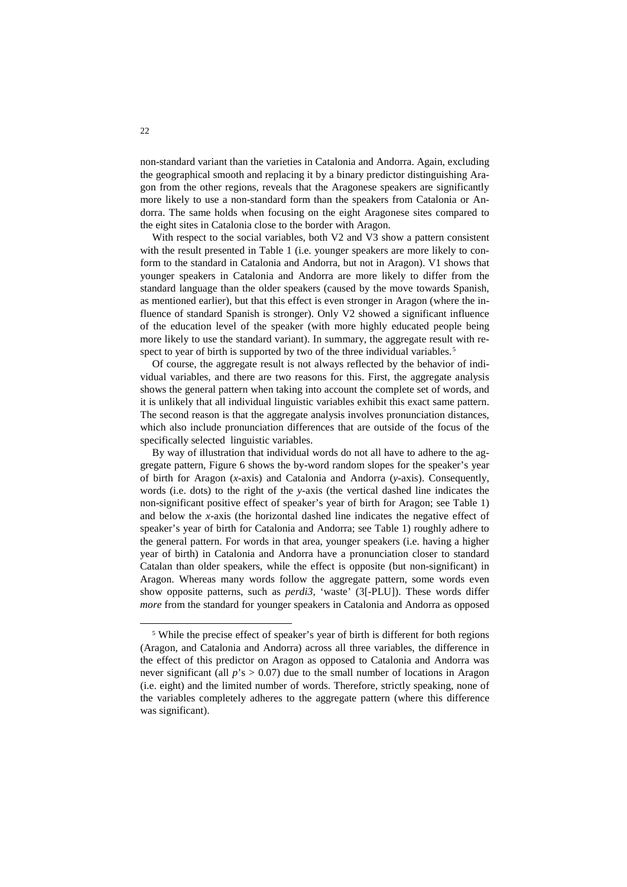non-standard variant than the varieties in Catalonia and Andorra. Again, excluding the geographical smooth and replacing it by a binary predictor distinguishing Aragon from the other regions, reveals that the Aragonese speakers are significantly more likely to use a non-standard form than the speakers from Catalonia or Andorra. The same holds when focusing on the eight Aragonese sites compared to the eight sites in Catalonia close to the border with Aragon.

With respect to the social variables, both V2 and V3 show a pattern consistent with the result presented in Table 1 (i.e. younger speakers are more likely to conform to the standard in Catalonia and Andorra, but not in Aragon). V1 shows that younger speakers in Catalonia and Andorra are more likely to differ from the standard language than the older speakers (caused by the move towards Spanish, as mentioned earlier), but that this effect is even stronger in Aragon (where the influence of standard Spanish is stronger). Only V2 showed a significant influence of the education level of the speaker (with more highly educated people being more likely to use the standard variant). In summary, the aggregate result with respect to year of birth is supported by two of the three individual variables.[5]

Of course, the aggregate result is not always reflected by the behavior of individual variables, and there are two reasons for this. First, the aggregate analysis shows the general pattern when taking into account the complete set of words, and it is unlikely that all individual linguistic variables exhibit this exact same pattern. The second reason is that the aggregate analysis involves pronunciation distances, which also include pronunciation differences that are outside of the focus of the specifically selected linguistic variables.

By way of illustration that individual words do not all have to adhere to the aggregate pattern, Figure 6 shows the by-word random slopes for the speaker's year of birth for Aragon (*x*-axis) and Catalonia and Andorra (*y*-axis). Consequently, words (i.e. dots) to the right of the *y*-axis (the vertical dashed line indicates the non-significant positive effect of speaker's year of birth for Aragon; see Table 1) and below the *x*-axis (the horizontal dashed line indicates the negative effect of speaker's year of birth for Catalonia and Andorra; see Table 1) roughly adhere to the general pattern. For words in that area, younger speakers (i.e. having a higher year of birth) in Catalonia and Andorra have a pronunciation closer to standard Catalan than older speakers, while the effect is opposite (but non-significant) in Aragon. Whereas many words follow the aggregate pattern, some words even show opposite patterns, such as *perdi3*, 'waste' (3[-PLU]). These words differ *more* from the standard for younger speakers in Catalonia and Andorra as opposed

[5] While the precise effect of speaker's year of birth is different for both regions (Aragon, and Catalonia and Andorra) across all three variables, the difference in the effect of this predictor on Aragon as opposed to Catalonia and Andorra was never significant (all $p$'s $> 0.07$) due to the small number of locations in Aragon (i.e. eight) and the limited number of words. Therefore, strictly speaking, none of the variables completely adheres to the aggregate pattern (where this difference was significant).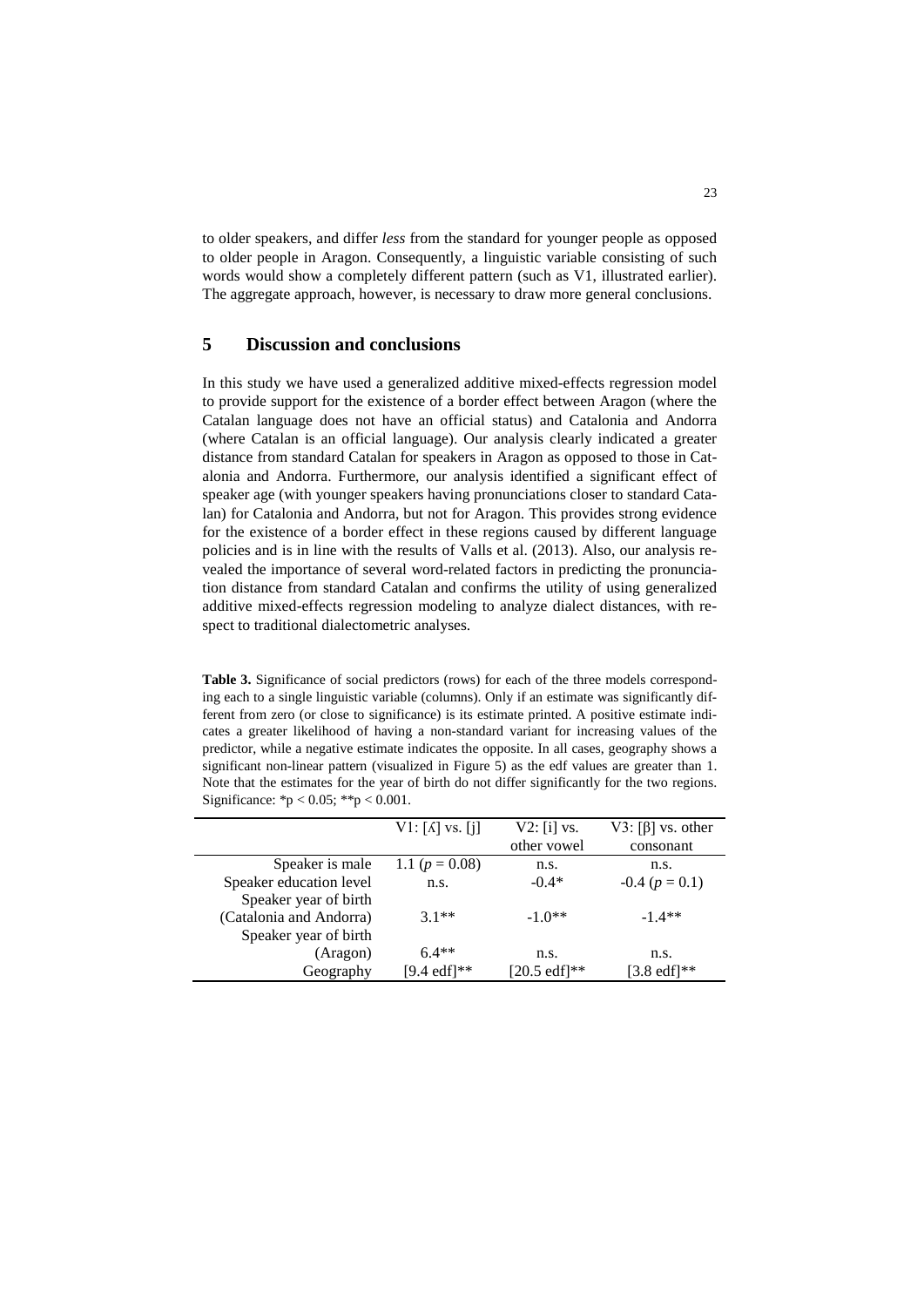to older speakers, and differ *less* from the standard for younger people as opposed to older people in Aragon. Consequently, a linguistic variable consisting of such words would show a completely different pattern (such as V1, illustrated earlier). The aggregate approach, however, is necessary to draw more general conclusions.

## 5 Discussion and conclusions

In this study we have used a generalized additive mixed-effects regression model to provide support for the existence of a border effect between Aragon (where the Catalan language does not have an official status) and Catalonia and Andorra (where Catalan is an official language). Our analysis clearly indicated a greater distance from standard Catalan for speakers in Aragon as opposed to those in Catalonia and Andorra. Furthermore, our analysis identified a significant effect of speaker age (with younger speakers having pronunciations closer to standard Catalan) for Catalonia and Andorra, but not for Aragon. This provides strong evidence for the existence of a border effect in these regions caused by different language policies and is in line with the results of Valls et al. (2013). Also, our analysis revealed the importance of several word-related factors in predicting the pronunciation distance from standard Catalan and confirms the utility of using generalized additive mixed-effects regression modeling to analyze dialect distances, with respect to traditional dialectometric analyses.

**Table 3.** Significance of social predictors (rows) for each of the three models corresponding each to a single linguistic variable (columns). Only if an estimate was significantly different from zero (or close to significance) is its estimate printed. A positive estimate indicates a greater likelihood of having a non-standard variant for increasing values of the predictor, while a negative estimate indicates the opposite. In all cases, geography shows a significant non-linear pattern (visualized in Figure 5) as the edf values are greater than 1. Note that the estimates for the year of birth do not differ significantly for the two regions. Significance: \*$p < 0.05$; \*\*$p < 0.001$.

| | V1: [ʎ] vs. [j] | V2: [i] vs. other vowel | V3: [β] vs. other consonant |
|---|---|---|---|
| Speaker is male | 1.1 ($p = 0.08$) | n.s. | n.s. |
| Speaker education level | n.s. | -0.4* | -0.4 ($p = 0.1$) |
| Speaker year of birth (Catalonia and Andorra) | 3.1** | -1.0** | -1.4** |
| Speaker year of birth (Aragon) | 6.4** | n.s. | n.s. |
| Geography | [9.4 edf]** | [20.5 edf]** | [3.8 edf]** |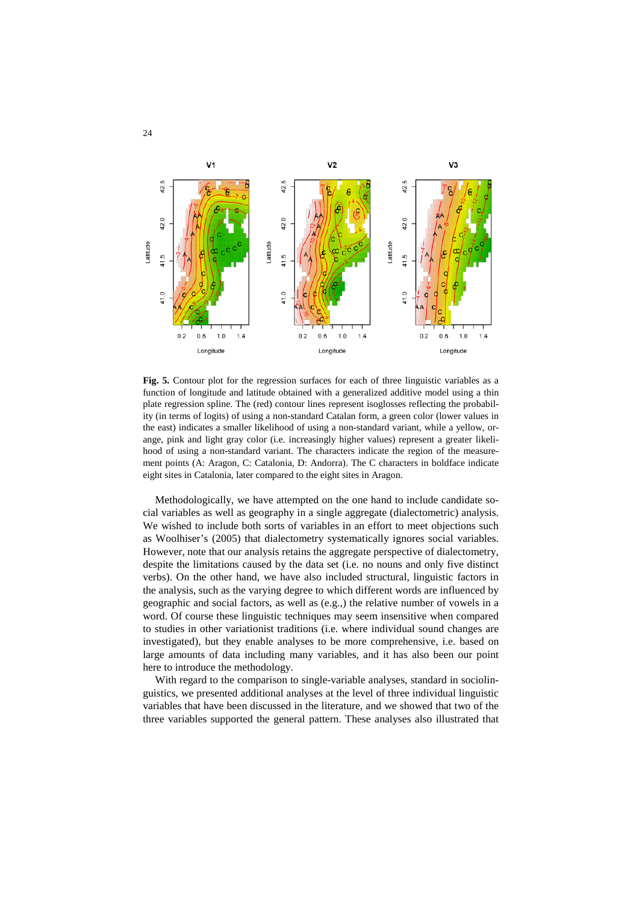**Fig. 5.** Contour plot for the regression surfaces for each of three linguistic variables as a function of longitude and latitude obtained with a generalized additive model using a thin plate regression spline. The (red) contour lines represent isoglosses reflecting the probability (in terms of logits) of using a non-standard Catalan form, a green color (lower values in the east) indicates a smaller likelihood of using a non-standard variant, while a yellow, orange, pink and light gray color (i.e. increasingly higher values) represent a greater likelihood of using a non-standard variant. The characters indicate the region of the measurement points (A: Aragon, C: Catalonia, D: Andorra). The C characters in boldface indicate eight sites in Catalonia, later compared to the eight sites in Aragon.

Methodologically, we have attempted on the one hand to include candidate social variables as well as geography in a single aggregate (dialectometric) analysis. We wished to include both sorts of variables in an effort to meet objections such as Woolhiser's (2005) that dialectometry systematically ignores social variables. However, note that our analysis retains the aggregate perspective of dialectometry, despite the limitations caused by the data set (i.e. no nouns and only five distinct verbs). On the other hand, we have also included structural, linguistic factors in the analysis, such as the varying degree to which different words are influenced by geographic and social factors, as well as (e.g.,) the relative number of vowels in a word. Of course these linguistic techniques may seem insensitive when compared to studies in other variationist traditions (i.e. where individual sound changes are investigated), but they enable analyses to be more comprehensive, i.e. based on large amounts of data including many variables, and it has also been our point here to introduce the methodology.

With regard to the comparison to single-variable analyses, standard in sociolinguistics, we presented additional analyses at the level of three individual linguistic variables that have been discussed in the literature, and we showed that two of the three variables supported the general pattern. These analyses also illustrated that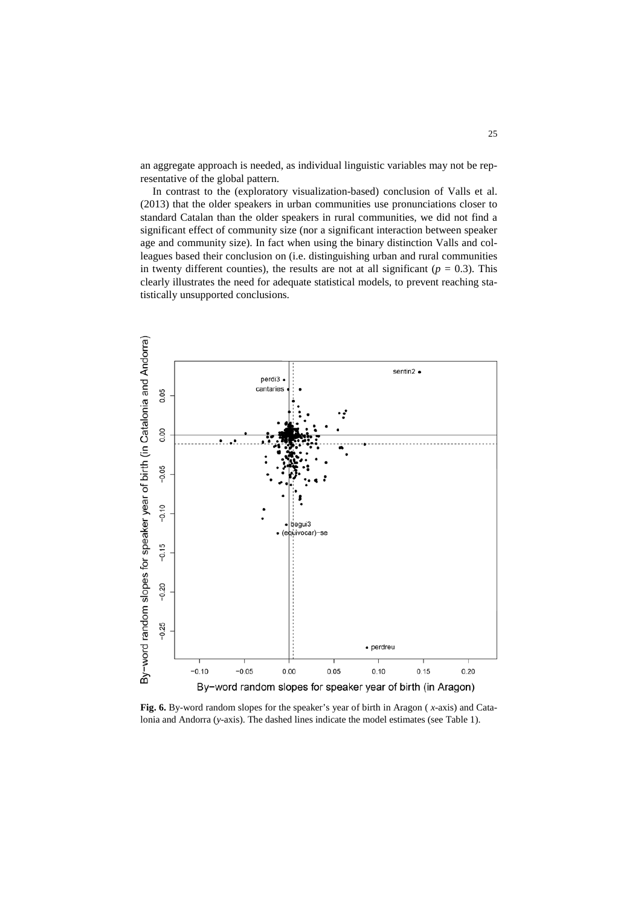an aggregate approach is needed, as individual linguistic variables may not be representative of the global pattern.

In contrast to the (exploratory visualization-based) conclusion of Valls et al. (2013) that the older speakers in urban communities use pronunciations closer to standard Catalan than the older speakers in rural communities, we did not find a significant effect of community size (nor a significant interaction between speaker age and community size). In fact when using the binary distinction Valls and colleagues based their conclusion on (i.e. distinguishing urban and rural communities in twenty different counties), the results are not at all significant ($p = 0.3$). This clearly illustrates the need for adequate statistical models, to prevent reaching statistically unsupported conclusions.

**Fig. 6.** By-word random slopes for the speaker's year of birth in Aragon ( *x*-axis) and Catalonia and Andorra (*y*-axis). The dashed lines indicate the model estimates (see Table 1).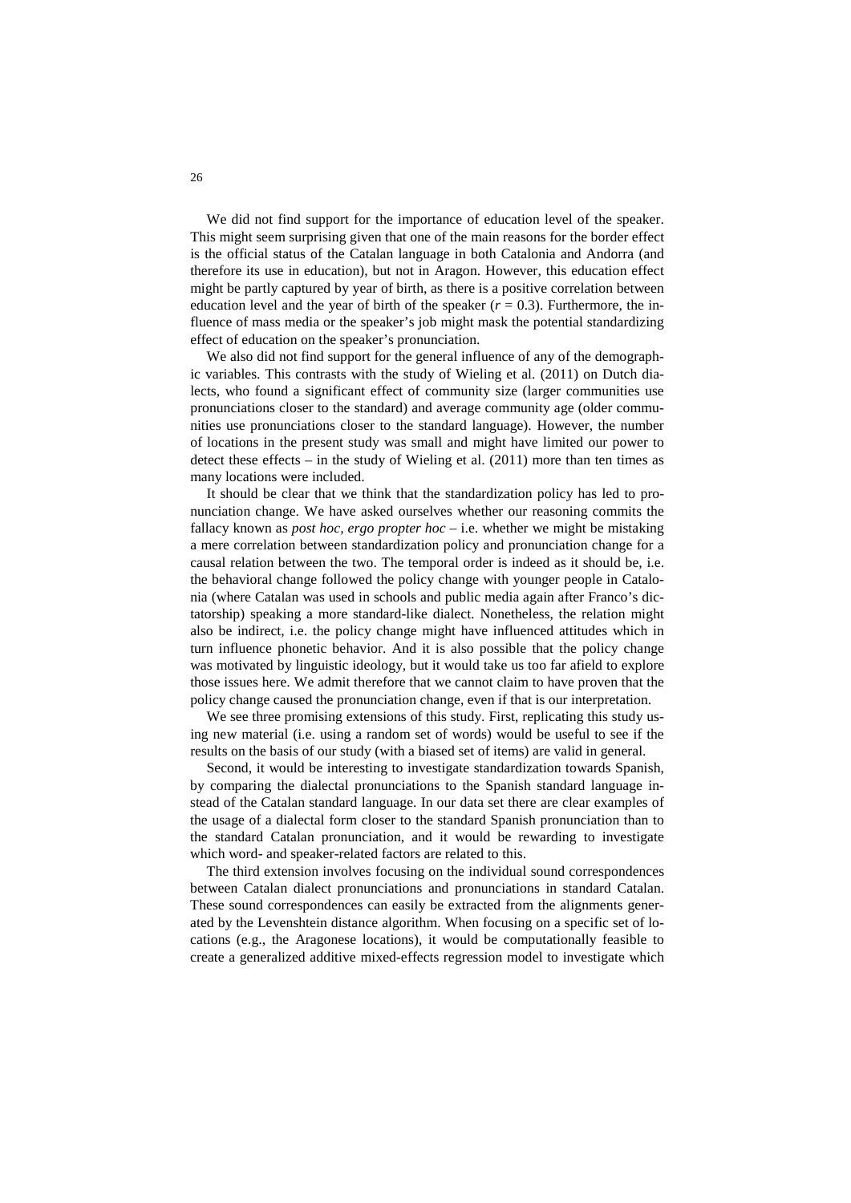We did not find support for the importance of education level of the speaker. This might seem surprising given that one of the main reasons for the border effect is the official status of the Catalan language in both Catalonia and Andorra (and therefore its use in education), but not in Aragon. However, this education effect might be partly captured by year of birth, as there is a positive correlation between education level and the year of birth of the speaker ($r = 0.3$). Furthermore, the influence of mass media or the speaker's job might mask the potential standardizing effect of education on the speaker's pronunciation.

We also did not find support for the general influence of any of the demographic variables. This contrasts with the study of Wieling et al. (2011) on Dutch dialects, who found a significant effect of community size (larger communities use pronunciations closer to the standard) and average community age (older communities use pronunciations closer to the standard language). However, the number of locations in the present study was small and might have limited our power to detect these effects – in the study of Wieling et al. (2011) more than ten times as many locations were included.

It should be clear that we think that the standardization policy has led to pronunciation change. We have asked ourselves whether our reasoning commits the fallacy known as *post hoc, ergo propter hoc* – i.e. whether we might be mistaking a mere correlation between standardization policy and pronunciation change for a causal relation between the two. The temporal order is indeed as it should be, i.e. the behavioral change followed the policy change with younger people in Catalonia (where Catalan was used in schools and public media again after Franco's dictatorship) speaking a more standard-like dialect. Nonetheless, the relation might also be indirect, i.e. the policy change might have influenced attitudes which in turn influence phonetic behavior. And it is also possible that the policy change was motivated by linguistic ideology, but it would take us too far afield to explore those issues here. We admit therefore that we cannot claim to have proven that the policy change caused the pronunciation change, even if that is our interpretation.

We see three promising extensions of this study. First, replicating this study using new material (i.e. using a random set of words) would be useful to see if the results on the basis of our study (with a biased set of items) are valid in general.

Second, it would be interesting to investigate standardization towards Spanish, by comparing the dialectal pronunciations to the Spanish standard language instead of the Catalan standard language. In our data set there are clear examples of the usage of a dialectal form closer to the standard Spanish pronunciation than to the standard Catalan pronunciation, and it would be rewarding to investigate which word- and speaker-related factors are related to this.

The third extension involves focusing on the individual sound correspondences between Catalan dialect pronunciations and pronunciations in standard Catalan. These sound correspondences can easily be extracted from the alignments generated by the Levenshtein distance algorithm. When focusing on a specific set of locations (e.g., the Aragonese locations), it would be computationally feasible to create a generalized additive mixed-effects regression model to investigate which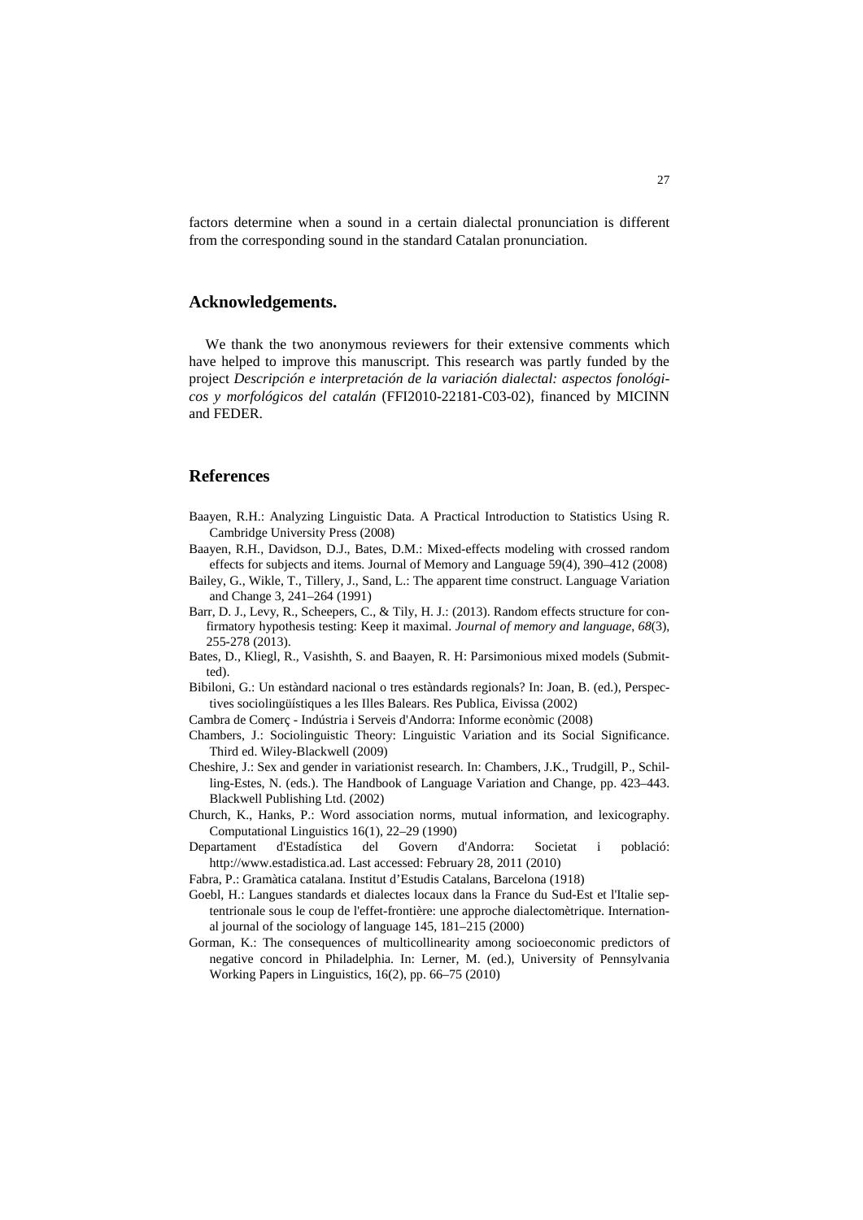factors determine when a sound in a certain dialectal pronunciation is different from the corresponding sound in the standard Catalan pronunciation.

## Acknowledgements.

We thank the two anonymous reviewers for their extensive comments which have helped to improve this manuscript. This research was partly funded by the project *Descripción e interpretación de la variación dialectal: aspectos fonológicos y morfológicos del catalán* (FFI2010-22181-C03-02), financed by MICINN and FEDER.

## References

- Baayen, R.H.: Analyzing Linguistic Data. A Practical Introduction to Statistics Using R. Cambridge University Press (2008)
- Baayen, R.H., Davidson, D.J., Bates, D.M.: Mixed-effects modeling with crossed random effects for subjects and items. Journal of Memory and Language 59(4), 390–412 (2008)
- Bailey, G., Wikle, T., Tillery, J., Sand, L.: The apparent time construct. Language Variation and Change 3, 241–264 (1991)
- Barr, D. J., Levy, R., Scheepers, C., & Tily, H. J.: (2013). Random effects structure for confirmatory hypothesis testing: Keep it maximal. *Journal of memory and language*, *68*(3), 255-278 (2013).
- Bates, D., Kliegl, R., Vasishth, S. and Baayen, R. H: Parsimonious mixed models (Submitted).
- Bibiloni, G.: Un estàndard nacional o tres estàndards regionals? In: Joan, B. (ed.), Perspectives sociolingüístiques a les Illes Balears. Res Publica, Eivissa (2002)
- Cambra de Comerç - Indústria i Serveis d'Andorra: Informe econòmic (2008)
- Chambers, J.: Sociolinguistic Theory: Linguistic Variation and its Social Significance. Third ed. Wiley-Blackwell (2009)
- Cheshire, J.: Sex and gender in variationist research. In: Chambers, J.K., Trudgill, P., Schilling-Estes, N. (eds.). The Handbook of Language Variation and Change, pp. 423–443. Blackwell Publishing Ltd. (2002)
- Church, K., Hanks, P.: Word association norms, mutual information, and lexicography. Computational Linguistics 16(1), 22–29 (1990)
- Departament d'Estadística del Govern d'Andorra: Societat i població: http://www.estadistica.ad. Last accessed: February 28, 2011 (2010)
- Fabra, P.: Gramàtica catalana. Institut d'Estudis Catalans, Barcelona (1918)
- Goebl, H.: Langues standards et dialectes locaux dans la France du Sud-Est et l'Italie septentrionale sous le coup de l'effet-frontière: une approche dialectomètrique. International journal of the sociology of language 145, 181–215 (2000)
- Gorman, K.: The consequences of multicollinearity among socioeconomic predictors of negative concord in Philadelphia. In: Lerner, M. (ed.), University of Pennsylvania Working Papers in Linguistics, 16(2), pp. 66–75 (2010)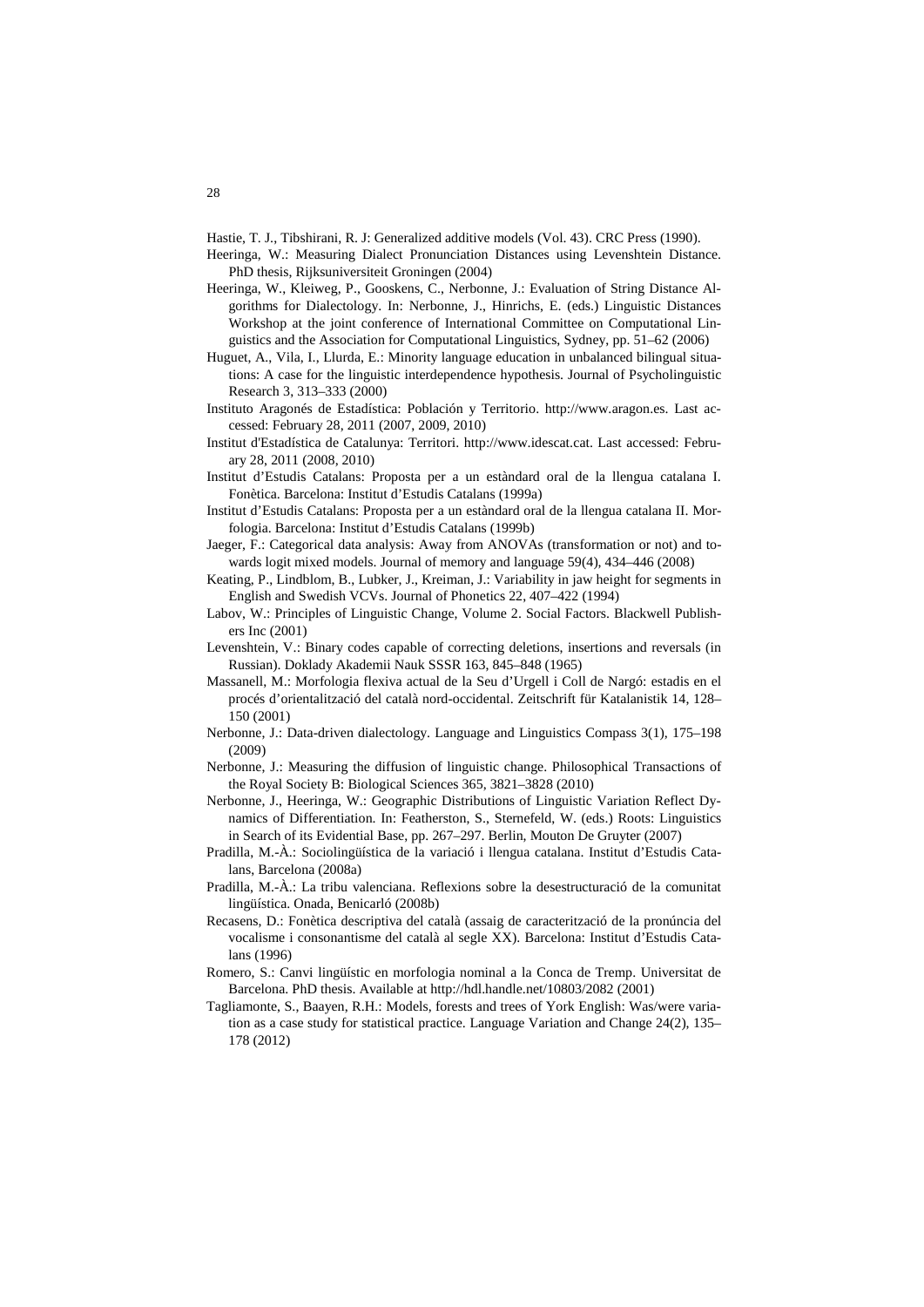Hastie, T. J., Tibshirani, R. J: Generalized additive models (Vol. 43). CRC Press (1990).

Heeringa, W.: Measuring Dialect Pronunciation Distances using Levenshtein Distance. PhD thesis, Rijksuniversiteit Groningen (2004)

Heeringa, W., Kleiweg, P., Gooskens, C., Nerbonne, J.: Evaluation of String Distance Algorithms for Dialectology. In: Nerbonne, J., Hinrichs, E. (eds.) Linguistic Distances Workshop at the joint conference of International Committee on Computational Linguistics and the Association for Computational Linguistics, Sydney, pp. 51–62 (2006)

Huguet, A., Vila, I., Llurda, E.: Minority language education in unbalanced bilingual situations: A case for the linguistic interdependence hypothesis. Journal of Psycholinguistic Research 3, 313–333 (2000)

Instituto Aragonés de Estadística: Población y Territorio. http://www.aragon.es. Last accessed: February 28, 2011 (2007, 2009, 2010)

Institut d'Estadística de Catalunya: Territori. http://www.idescat.cat. Last accessed: February 28, 2011 (2008, 2010)

Institut d'Estudis Catalans: Proposta per a un estàndard oral de la llengua catalana I. Fonètica. Barcelona: Institut d'Estudis Catalans (1999a)

Institut d'Estudis Catalans: Proposta per a un estàndard oral de la llengua catalana II. Morfologia. Barcelona: Institut d'Estudis Catalans (1999b)

Jaeger, F.: Categorical data analysis: Away from ANOVAs (transformation or not) and towards logit mixed models. Journal of memory and language 59(4), 434–446 (2008)

Keating, P., Lindblom, B., Lubker, J., Kreiman, J.: Variability in jaw height for segments in English and Swedish VCVs. Journal of Phonetics 22, 407–422 (1994)

Labov, W.: Principles of Linguistic Change, Volume 2. Social Factors. Blackwell Publishers Inc (2001)

Levenshtein, V.: Binary codes capable of correcting deletions, insertions and reversals (in Russian). Doklady Akademii Nauk SSSR 163, 845–848 (1965)

Massanell, M.: Morfologia flexiva actual de la Seu d'Urgell i Coll de Nargó: estadis en el procés d'orientalització del català nord-occidental. Zeitschrift für Katalanistik 14, 128–150 (2001)

Nerbonne, J.: Data-driven dialectology. Language and Linguistics Compass 3(1), 175–198 (2009)

Nerbonne, J.: Measuring the diffusion of linguistic change. Philosophical Transactions of the Royal Society B: Biological Sciences 365, 3821–3828 (2010)

Nerbonne, J., Heeringa, W.: Geographic Distributions of Linguistic Variation Reflect Dynamics of Differentiation. In: Featherston, S., Sternefeld, W. (eds.) Roots: Linguistics in Search of its Evidential Base, pp. 267–297. Berlin, Mouton De Gruyter (2007)

Pradilla, M.-À.: Sociolingüística de la variació i llengua catalana. Institut d'Estudis Catalans, Barcelona (2008a)

Pradilla, M.-À.: La tribu valenciana. Reflexions sobre la desestructuració de la comunitat lingüística. Onada, Benicarló (2008b)

Recasens, D.: Fonètica descriptiva del català (assaig de caracterització de la pronúncia del vocalisme i consonantisme del català al segle XX). Barcelona: Institut d'Estudis Catalans (1996)

Romero, S.: Canvi lingüístic en morfologia nominal a la Conca de Tremp. Universitat de Barcelona. PhD thesis. Available at http://hdl.handle.net/10803/2082 (2001)

Tagliamonte, S., Baayen, R.H.: Models, forests and trees of York English: Was/were variation as a case study for statistical practice. Language Variation and Change 24(2), 135–178 (2012)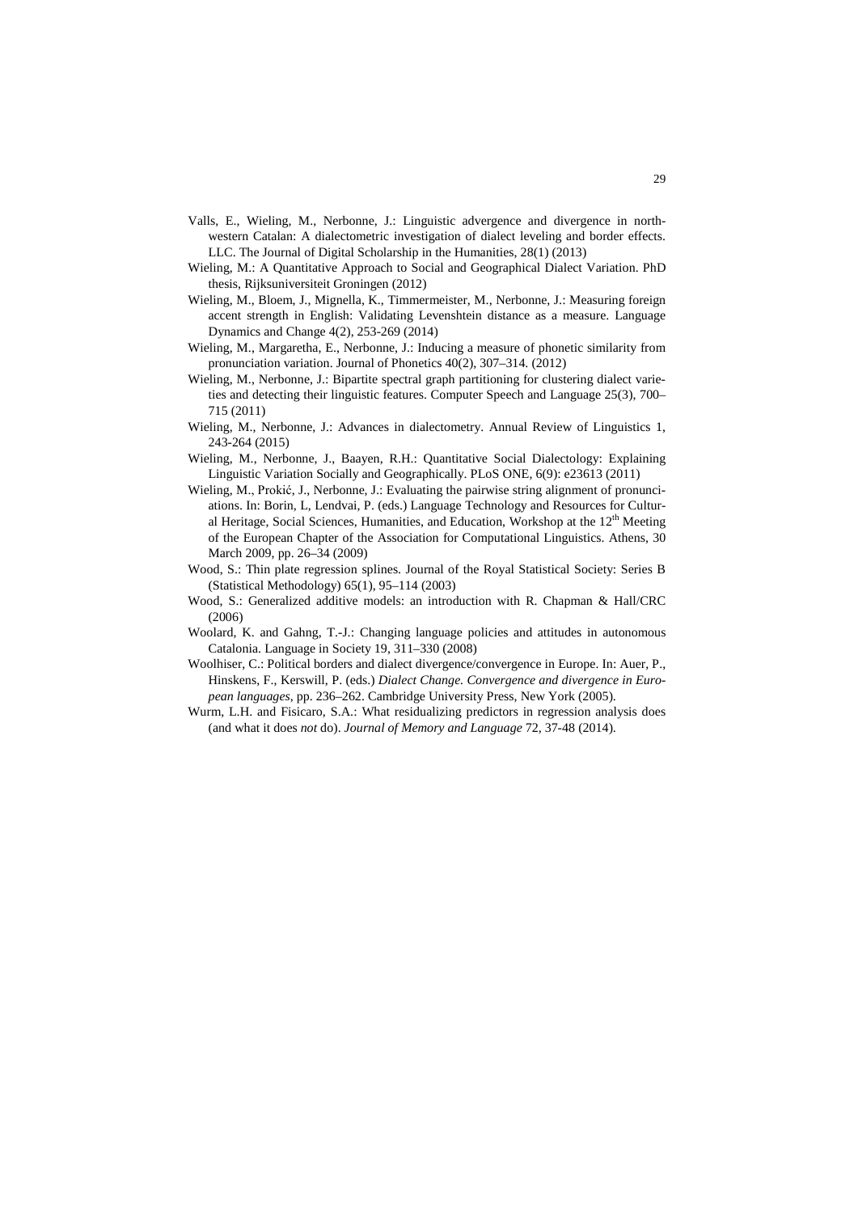Valls, E., Wieling, M., Nerbonne, J.: Linguistic advergence and divergence in northwestern Catalan: A dialectometric investigation of dialect leveling and border effects. LLC. The Journal of Digital Scholarship in the Humanities, 28(1) (2013)

Wieling, M.: A Quantitative Approach to Social and Geographical Dialect Variation. PhD thesis, Rijksuniversiteit Groningen (2012)

Wieling, M., Bloem, J., Mignella, K., Timmermeister, M., Nerbonne, J.: Measuring foreign accent strength in English: Validating Levenshtein distance as a measure. Language Dynamics and Change 4(2), 253-269 (2014)

Wieling, M., Margaretha, E., Nerbonne, J.: Inducing a measure of phonetic similarity from pronunciation variation. Journal of Phonetics 40(2), 307–314. (2012)

Wieling, M., Nerbonne, J.: Bipartite spectral graph partitioning for clustering dialect varieties and detecting their linguistic features. Computer Speech and Language 25(3), 700–715 (2011)

Wieling, M., Nerbonne, J.: Advances in dialectometry. Annual Review of Linguistics 1, 243-264 (2015)

Wieling, M., Nerbonne, J., Baayen, R.H.: Quantitative Social Dialectology: Explaining Linguistic Variation Socially and Geographically. PLoS ONE, 6(9): e23613 (2011)

Wieling, M., Prokić, J., Nerbonne, J.: Evaluating the pairwise string alignment of pronunciations. In: Borin, L, Lendvai, P. (eds.) Language Technology and Resources for Cultural Heritage, Social Sciences, Humanities, and Education, Workshop at the 12th Meeting of the European Chapter of the Association for Computational Linguistics. Athens, 30 March 2009, pp. 26–34 (2009)

Wood, S.: Thin plate regression splines. Journal of the Royal Statistical Society: Series B (Statistical Methodology) 65(1), 95–114 (2003)

Wood, S.: Generalized additive models: an introduction with R. Chapman & Hall/CRC (2006)

Woolard, K. and Gahng, T.-J.: Changing language policies and attitudes in autonomous Catalonia. Language in Society 19, 311–330 (2008)

Woolhiser, C.: Political borders and dialect divergence/convergence in Europe. In: Auer, P., Hinskens, F., Kerswill, P. (eds.) *Dialect Change. Convergence and divergence in European languages*, pp. 236–262. Cambridge University Press, New York (2005).

Wurm, L.H. and Fisicaro, S.A.: What residualizing predictors in regression analysis does (and what it does *not* do). *Journal of Memory and Language* 72, 37-48 (2014).